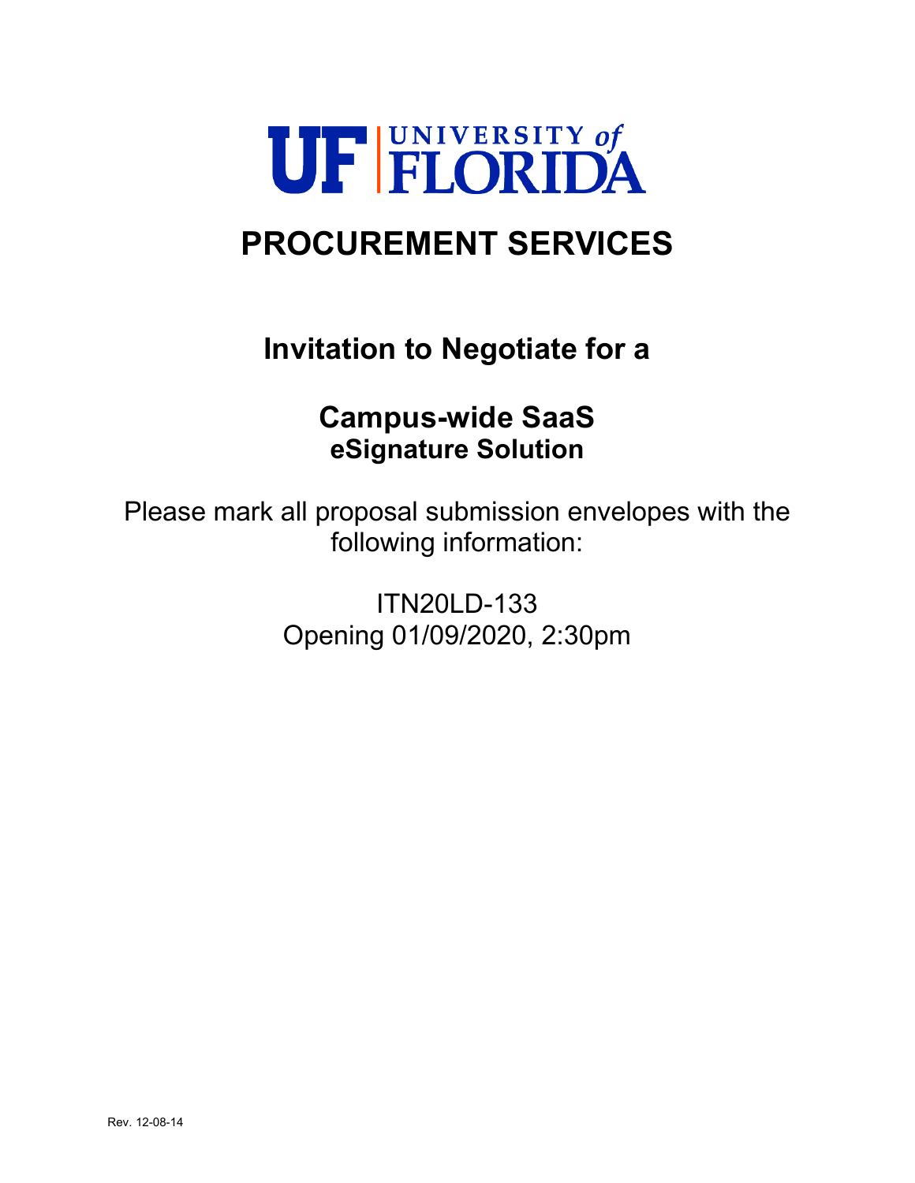UF | UNIVERSITY of FLORIDA

# PROCUREMENT SERVICES

## Invitation to Negotiate for a

## Campus-wide SaaS
### eSignature Solution

Please mark all proposal submission envelopes with the following information:

ITN20LD-133
Opening 01/09/2020, 2:30pm

Rev. 12-08-14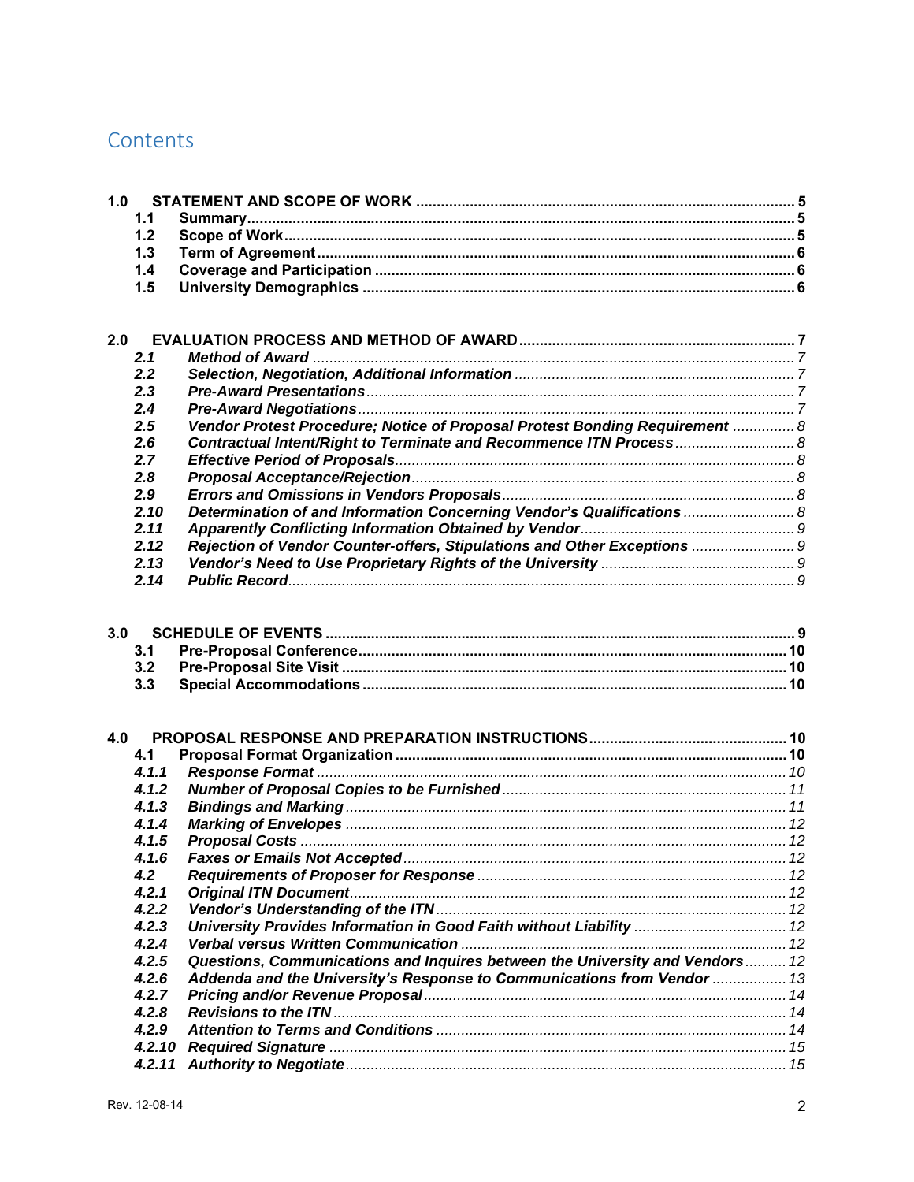# Contents

**1.0 STATEMENT AND SCOPE OF WORK** .......... **5**

- **1.1 Summary** .......... **5**
- **1.2 Scope of Work** .......... **5**
- **1.3 Term of Agreement** .......... **6**
- **1.4 Coverage and Participation** .......... **6**
- **1.5 University Demographics** .......... **6**

**2.0 EVALUATION PROCESS AND METHOD OF AWARD** .......... **7**

- ***2.1 Method of Award*** .......... *7*
- ***2.2 Selection, Negotiation, Additional Information*** .......... *7*
- ***2.3 Pre-Award Presentations*** .......... *7*
- ***2.4 Pre-Award Negotiations*** .......... *7*
- ***2.5 Vendor Protest Procedure; Notice of Proposal Protest Bonding Requirement*** .......... *8*
- ***2.6 Contractual Intent/Right to Terminate and Recommence ITN Process*** .......... *8*
- ***2.7 Effective Period of Proposals*** .......... *8*
- ***2.8 Proposal Acceptance/Rejection*** .......... *8*
- ***2.9 Errors and Omissions in Vendors Proposals*** .......... *8*
- ***2.10 Determination of and Information Concerning Vendor's Qualifications*** .......... *8*
- ***2.11 Apparently Conflicting Information Obtained by Vendor*** .......... *9*
- ***2.12 Rejection of Vendor Counter-offers, Stipulations and Other Exceptions*** .......... *9*
- ***2.13 Vendor's Need to Use Proprietary Rights of the University*** .......... *9*
- ***2.14 Public Record*** .......... *9*

**3.0 SCHEDULE OF EVENTS** .......... **9**

- **3.1 Pre-Proposal Conference** .......... **10**
- **3.2 Pre-Proposal Site Visit** .......... **10**
- **3.3 Special Accommodations** .......... **10**

**4.0 PROPOSAL RESPONSE AND PREPARATION INSTRUCTIONS** .......... **10**

- **4.1 Proposal Format Organization** .......... **10**
- ***4.1.1 Response Format*** .......... *10*
- ***4.1.2 Number of Proposal Copies to be Furnished*** .......... *11*
- ***4.1.3 Bindings and Marking*** .......... *11*
- ***4.1.4 Marking of Envelopes*** .......... *12*
- ***4.1.5 Proposal Costs*** .......... *12*
- ***4.1.6 Faxes or Emails Not Accepted*** .......... *12*
- ***4.2 Requirements of Proposer for Response*** .......... *12*
- ***4.2.1 Original ITN Document*** .......... *12*
- ***4.2.2 Vendor's Understanding of the ITN*** .......... *12*
- ***4.2.3 University Provides Information in Good Faith without Liability*** .......... *12*
- ***4.2.4 Verbal versus Written Communication*** .......... *12*
- ***4.2.5 Questions, Communications and Inquires between the University and Vendors*** .......... *12*
- ***4.2.6 Addenda and the University's Response to Communications from Vendor*** .......... *13*
- ***4.2.7 Pricing and/or Revenue Proposal*** .......... *14*
- ***4.2.8 Revisions to the ITN*** .......... *14*
- ***4.2.9 Attention to Terms and Conditions*** .......... *14*
- ***4.2.10 Required Signature*** .......... *15*
- ***4.2.11 Authority to Negotiate*** .......... *15*

Rev. 12-08-14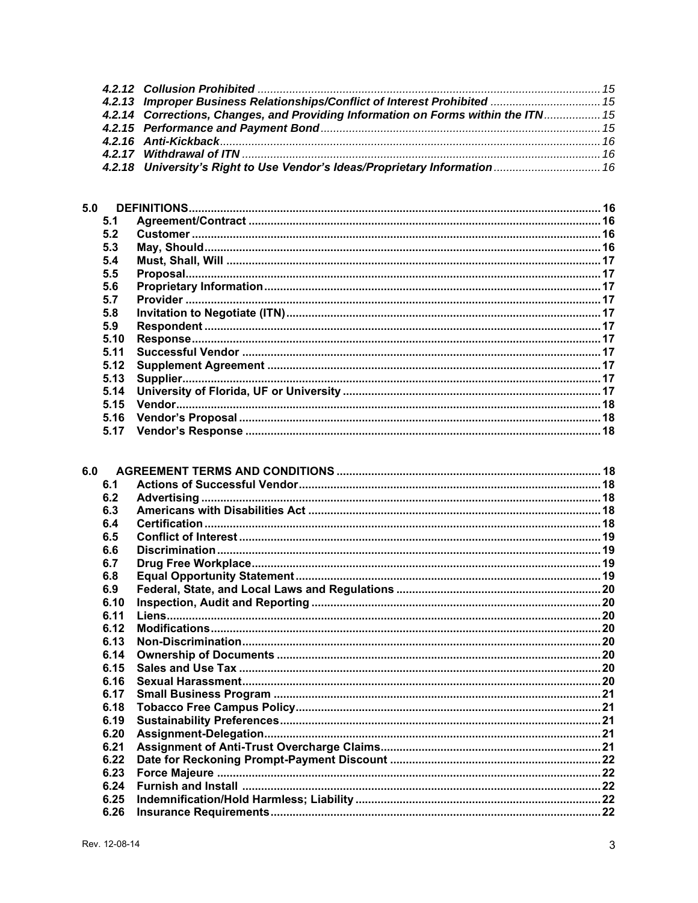*4.2.12 Collusion Prohibited* ..................... 15
*4.2.13 Improper Business Relationships/Conflict of Interest Prohibited* ..................... 15
*4.2.14 Corrections, Changes, and Providing Information on Forms within the ITN* ..................... 15
*4.2.15 Performance and Payment Bond* ..................... 15
*4.2.16 Anti-Kickback* ..................... 16
*4.2.17 Withdrawal of ITN* ..................... 16
*4.2.18 University's Right to Use Vendor's Ideas/Proprietary Information* ..................... 16

**5.0 DEFINITIONS** ..................... **16**
- **5.1 Agreement/Contract** ..................... **16**
- **5.2 Customer** ..................... **16**
- **5.3 May, Should** ..................... **16**
- **5.4 Must, Shall, Will** ..................... **17**
- **5.5 Proposal** ..................... **17**
- **5.6 Proprietary Information** ..................... **17**
- **5.7 Provider** ..................... **17**
- **5.8 Invitation to Negotiate (ITN)** ..................... **17**
- **5.9 Respondent** ..................... **17**
- **5.10 Response** ..................... **17**
- **5.11 Successful Vendor** ..................... **17**
- **5.12 Supplement Agreement** ..................... **17**
- **5.13 Supplier** ..................... **17**
- **5.14 University of Florida, UF or University** ..................... **17**
- **5.15 Vendor** ..................... **18**
- **5.16 Vendor's Proposal** ..................... **18**
- **5.17 Vendor's Response** ..................... **18**

**6.0 AGREEMENT TERMS AND CONDITIONS** ..................... **18**
- **6.1 Actions of Successful Vendor** ..................... **18**
- **6.2 Advertising** ..................... **18**
- **6.3 Americans with Disabilities Act** ..................... **18**
- **6.4 Certification** ..................... **18**
- **6.5 Conflict of Interest** ..................... **19**
- **6.6 Discrimination** ..................... **19**
- **6.7 Drug Free Workplace** ..................... **19**
- **6.8 Equal Opportunity Statement** ..................... **19**
- **6.9 Federal, State, and Local Laws and Regulations** ..................... **20**
- **6.10 Inspection, Audit and Reporting** ..................... **20**
- **6.11 Liens** ..................... **20**
- **6.12 Modifications** ..................... **20**
- **6.13 Non-Discrimination** ..................... **20**
- **6.14 Ownership of Documents** ..................... **20**
- **6.15 Sales and Use Tax** ..................... **20**
- **6.16 Sexual Harassment** ..................... **20**
- **6.17 Small Business Program** ..................... **21**
- **6.18 Tobacco Free Campus Policy** ..................... **21**
- **6.19 Sustainability Preferences** ..................... **21**
- **6.20 Assignment-Delegation** ..................... **21**
- **6.21 Assignment of Anti-Trust Overcharge Claims** ..................... **21**
- **6.22 Date for Reckoning Prompt-Payment Discount** ..................... **22**
- **6.23 Force Majeure** ..................... **22**
- **6.24 Furnish and Install** ..................... **22**
- **6.25 Indemnification/Hold Harmless; Liability** ..................... **22**
- **6.26 Insurance Requirements** ..................... **22**

Rev. 12-08-14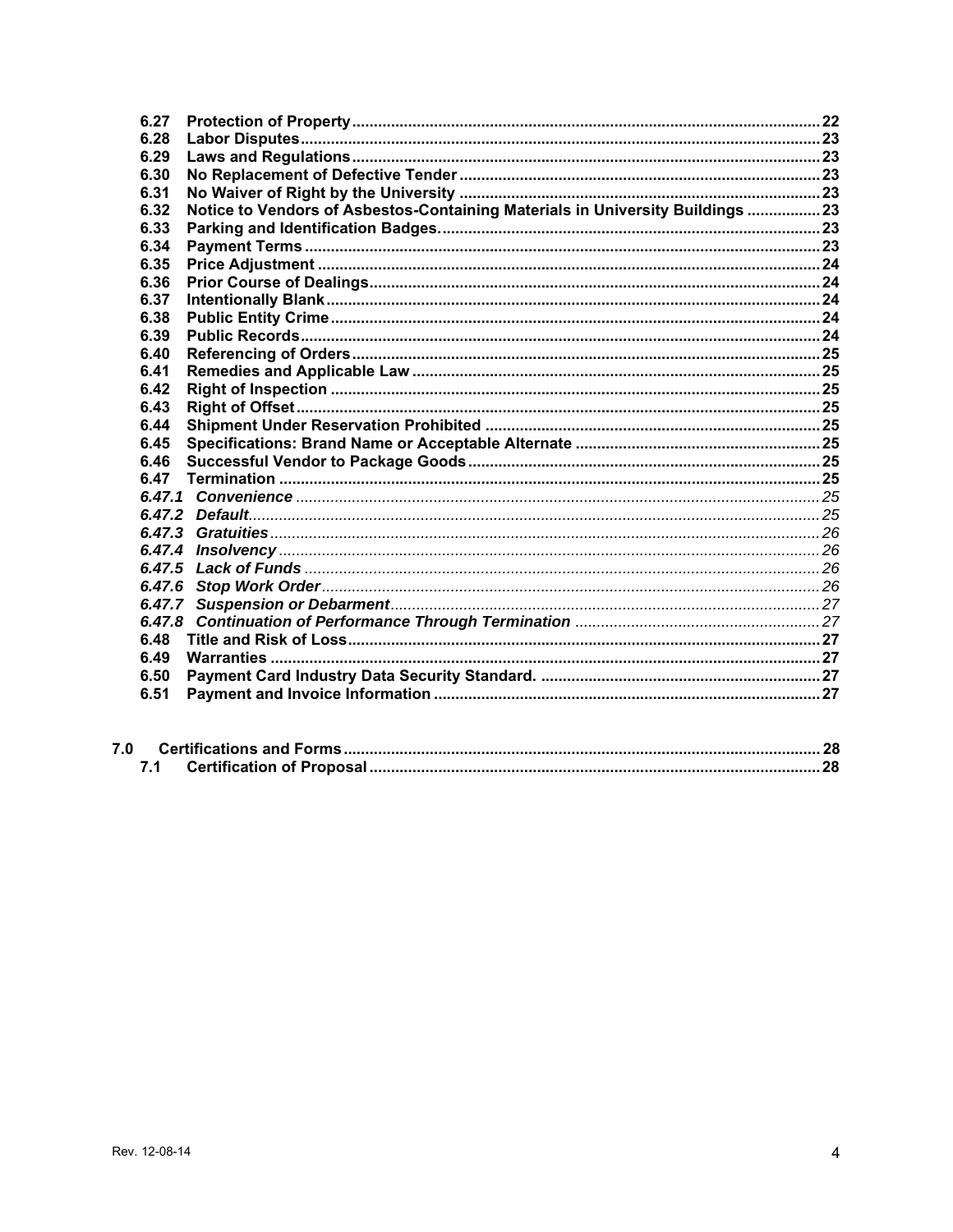- **6.27 Protection of Property** ..... 22
- **6.28 Labor Disputes** ..... 23
- **6.29 Laws and Regulations** ..... 23
- **6.30 No Replacement of Defective Tender** ..... 23
- **6.31 No Waiver of Right by the University** ..... 23
- **6.32 Notice to Vendors of Asbestos-Containing Materials in University Buildings** ..... 23
- **6.33 Parking and Identification Badges.** ..... 23
- **6.34 Payment Terms** ..... 23
- **6.35 Price Adjustment** ..... 24
- **6.36 Prior Course of Dealings** ..... 24
- **6.37 Intentionally Blank** ..... 24
- **6.38 Public Entity Crime** ..... 24
- **6.39 Public Records** ..... 24
- **6.40 Referencing of Orders** ..... 25
- **6.41 Remedies and Applicable Law** ..... 25
- **6.42 Right of Inspection** ..... 25
- **6.43 Right of Offset** ..... 25
- **6.44 Shipment Under Reservation Prohibited** ..... 25
- **6.45 Specifications: Brand Name or Acceptable Alternate** ..... 25
- **6.46 Successful Vendor to Package Goods** ..... 25
- **6.47 Termination** ..... 25
  - ***6.47.1 Convenience*** ..... 25
  - ***6.47.2 Default*** ..... 25
  - ***6.47.3 Gratuities*** ..... 26
  - ***6.47.4 Insolvency*** ..... 26
  - ***6.47.5 Lack of Funds*** ..... 26
  - ***6.47.6 Stop Work Order*** ..... 26
  - ***6.47.7 Suspension or Debarment*** ..... 27
  - ***6.47.8 Continuation of Performance Through Termination*** ..... 27
- **6.48 Title and Risk of Loss** ..... 27
- **6.49 Warranties** ..... 27
- **6.50 Payment Card Industry Data Security Standard.** ..... 27
- **6.51 Payment and Invoice Information** ..... 27

**7.0 Certifications and Forms** ..... 28

- **7.1 Certification of Proposal** ..... 28

Rev. 12-08-14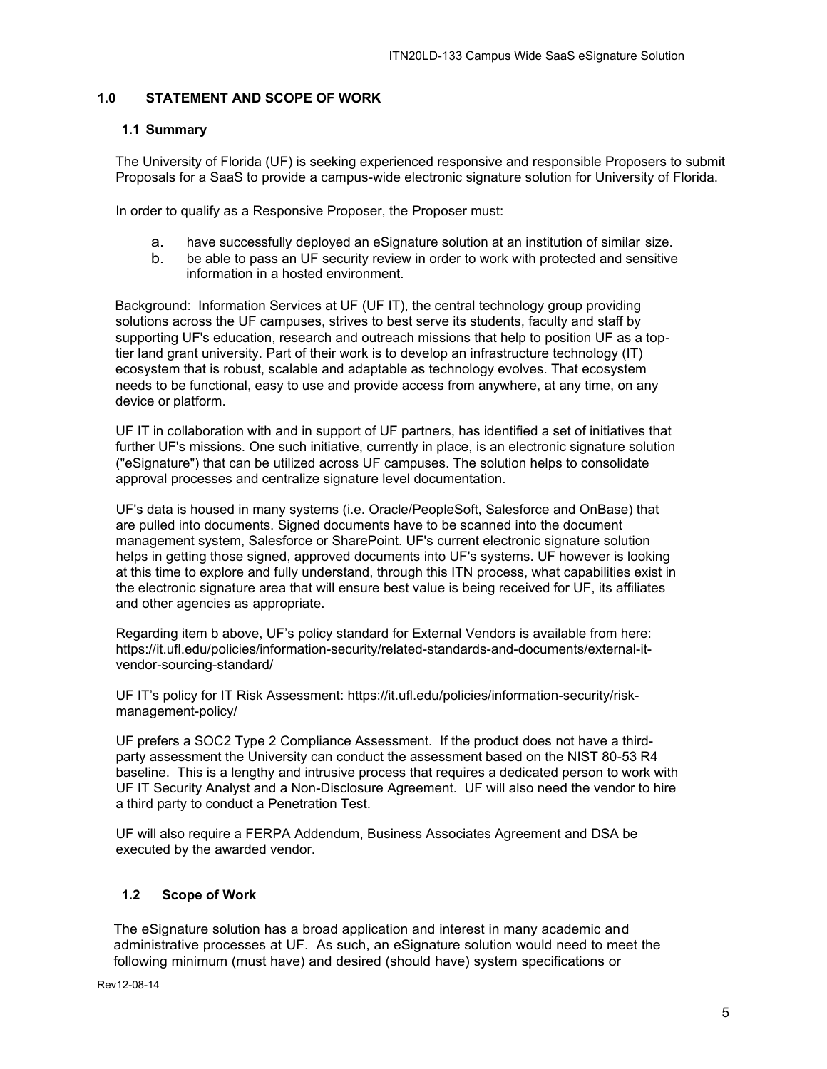## 1.0 STATEMENT AND SCOPE OF WORK

### 1.1 Summary

The University of Florida (UF) is seeking experienced responsive and responsible Proposers to submit Proposals for a SaaS to provide a campus-wide electronic signature solution for University of Florida.

In order to qualify as a Responsive Proposer, the Proposer must:

a. have successfully deployed an eSignature solution at an institution of similar size.
b. be able to pass an UF security review in order to work with protected and sensitive information in a hosted environment.

Background: Information Services at UF (UF IT), the central technology group providing solutions across the UF campuses, strives to best serve its students, faculty and staff by supporting UF's education, research and outreach missions that help to position UF as a top-tier land grant university. Part of their work is to develop an infrastructure technology (IT) ecosystem that is robust, scalable and adaptable as technology evolves. That ecosystem needs to be functional, easy to use and provide access from anywhere, at any time, on any device or platform.

UF IT in collaboration with and in support of UF partners, has identified a set of initiatives that further UF's missions. One such initiative, currently in place, is an electronic signature solution ("eSignature") that can be utilized across UF campuses. The solution helps to consolidate approval processes and centralize signature level documentation.

UF's data is housed in many systems (i.e. Oracle/PeopleSoft, Salesforce and OnBase) that are pulled into documents. Signed documents have to be scanned into the document management system, Salesforce or SharePoint. UF's current electronic signature solution helps in getting those signed, approved documents into UF's systems. UF however is looking at this time to explore and fully understand, through this ITN process, what capabilities exist in the electronic signature area that will ensure best value is being received for UF, its affiliates and other agencies as appropriate.

Regarding item b above, UF's policy standard for External Vendors is available from here: https://it.ufl.edu/policies/information-security/related-standards-and-documents/external-it-vendor-sourcing-standard/

UF IT's policy for IT Risk Assessment: https://it.ufl.edu/policies/information-security/risk-management-policy/

UF prefers a SOC2 Type 2 Compliance Assessment. If the product does not have a third-party assessment the University can conduct the assessment based on the NIST 80-53 R4 baseline. This is a lengthy and intrusive process that requires a dedicated person to work with UF IT Security Analyst and a Non-Disclosure Agreement. UF will also need the vendor to hire a third party to conduct a Penetration Test.

UF will also require a FERPA Addendum, Business Associates Agreement and DSA be executed by the awarded vendor.

### 1.2 Scope of Work

The eSignature solution has a broad application and interest in many academic and administrative processes at UF. As such, an eSignature solution would need to meet the following minimum (must have) and desired (should have) system specifications or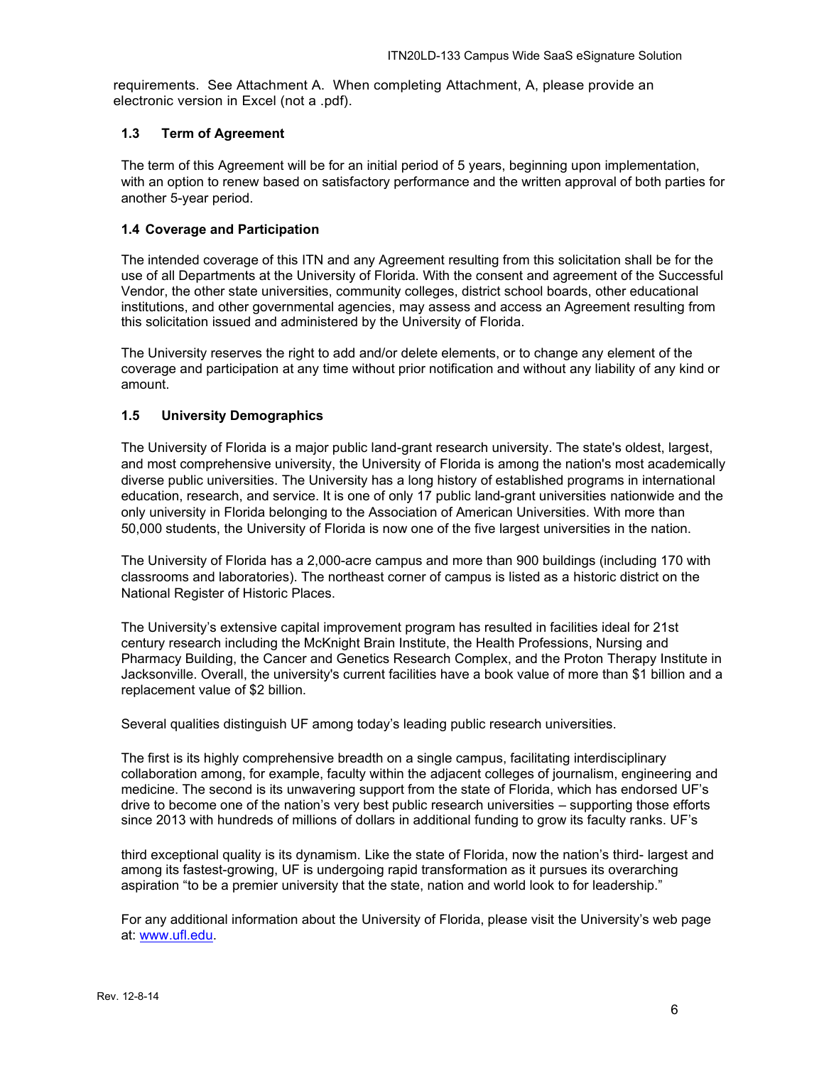requirements. See Attachment A. When completing Attachment, A, please provide an electronic version in Excel (not a .pdf).

### 1.3 Term of Agreement

The term of this Agreement will be for an initial period of 5 years, beginning upon implementation, with an option to renew based on satisfactory performance and the written approval of both parties for another 5-year period.

### 1.4 Coverage and Participation

The intended coverage of this ITN and any Agreement resulting from this solicitation shall be for the use of all Departments at the University of Florida. With the consent and agreement of the Successful Vendor, the other state universities, community colleges, district school boards, other educational institutions, and other governmental agencies, may assess and access an Agreement resulting from this solicitation issued and administered by the University of Florida.

The University reserves the right to add and/or delete elements, or to change any element of the coverage and participation at any time without prior notification and without any liability of any kind or amount.

### 1.5 University Demographics

The University of Florida is a major public land-grant research university. The state's oldest, largest, and most comprehensive university, the University of Florida is among the nation's most academically diverse public universities. The University has a long history of established programs in international education, research, and service. It is one of only 17 public land-grant universities nationwide and the only university in Florida belonging to the Association of American Universities. With more than 50,000 students, the University of Florida is now one of the five largest universities in the nation.

The University of Florida has a 2,000-acre campus and more than 900 buildings (including 170 with classrooms and laboratories). The northeast corner of campus is listed as a historic district on the National Register of Historic Places.

The University's extensive capital improvement program has resulted in facilities ideal for 21st century research including the McKnight Brain Institute, the Health Professions, Nursing and Pharmacy Building, the Cancer and Genetics Research Complex, and the Proton Therapy Institute in Jacksonville. Overall, the university's current facilities have a book value of more than $1 billion and a replacement value of $2 billion.

Several qualities distinguish UF among today's leading public research universities.

The first is its highly comprehensive breadth on a single campus, facilitating interdisciplinary collaboration among, for example, faculty within the adjacent colleges of journalism, engineering and medicine. The second is its unwavering support from the state of Florida, which has endorsed UF's drive to become one of the nation's very best public research universities – supporting those efforts since 2013 with hundreds of millions of dollars in additional funding to grow its faculty ranks. UF's

third exceptional quality is its dynamism. Like the state of Florida, now the nation's third- largest and among its fastest-growing, UF is undergoing rapid transformation as it pursues its overarching aspiration "to be a premier university that the state, nation and world look to for leadership."

For any additional information about the University of Florida, please visit the University's web page at: [www.ufl.edu](http://www.ufl.edu).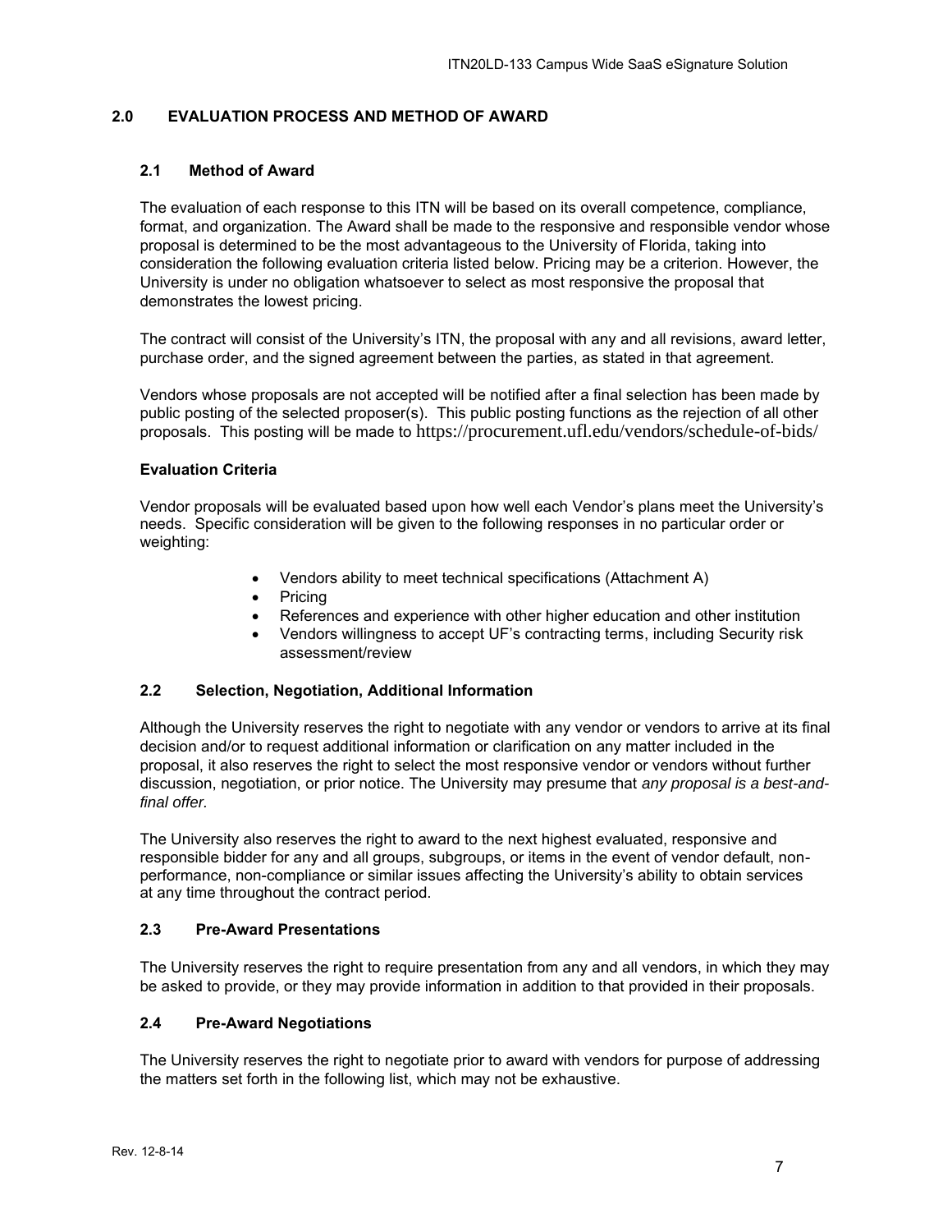## 2.0 EVALUATION PROCESS AND METHOD OF AWARD

### 2.1 Method of Award

The evaluation of each response to this ITN will be based on its overall competence, compliance, format, and organization. The Award shall be made to the responsive and responsible vendor whose proposal is determined to be the most advantageous to the University of Florida, taking into consideration the following evaluation criteria listed below. Pricing may be a criterion. However, the University is under no obligation whatsoever to select as most responsive the proposal that demonstrates the lowest pricing.

The contract will consist of the University's ITN, the proposal with any and all revisions, award letter, purchase order, and the signed agreement between the parties, as stated in that agreement.

Vendors whose proposals are not accepted will be notified after a final selection has been made by public posting of the selected proposer(s). This public posting functions as the rejection of all other proposals. This posting will be made to https://procurement.ufl.edu/vendors/schedule-of-bids/

**Evaluation Criteria**

Vendor proposals will be evaluated based upon how well each Vendor's plans meet the University's needs. Specific consideration will be given to the following responses in no particular order or weighting:

- Vendors ability to meet technical specifications (Attachment A)
- Pricing
- References and experience with other higher education and other institution
- Vendors willingness to accept UF's contracting terms, including Security risk assessment/review

### 2.2 Selection, Negotiation, Additional Information

Although the University reserves the right to negotiate with any vendor or vendors to arrive at its final decision and/or to request additional information or clarification on any matter included in the proposal, it also reserves the right to select the most responsive vendor or vendors without further discussion, negotiation, or prior notice. The University may presume that *any proposal is a best-and-final offer.*

The University also reserves the right to award to the next highest evaluated, responsive and responsible bidder for any and all groups, subgroups, or items in the event of vendor default, non-performance, non-compliance or similar issues affecting the University's ability to obtain services at any time throughout the contract period.

### 2.3 Pre-Award Presentations

The University reserves the right to require presentation from any and all vendors, in which they may be asked to provide, or they may provide information in addition to that provided in their proposals.

### 2.4 Pre-Award Negotiations

The University reserves the right to negotiate prior to award with vendors for purpose of addressing the matters set forth in the following list, which may not be exhaustive.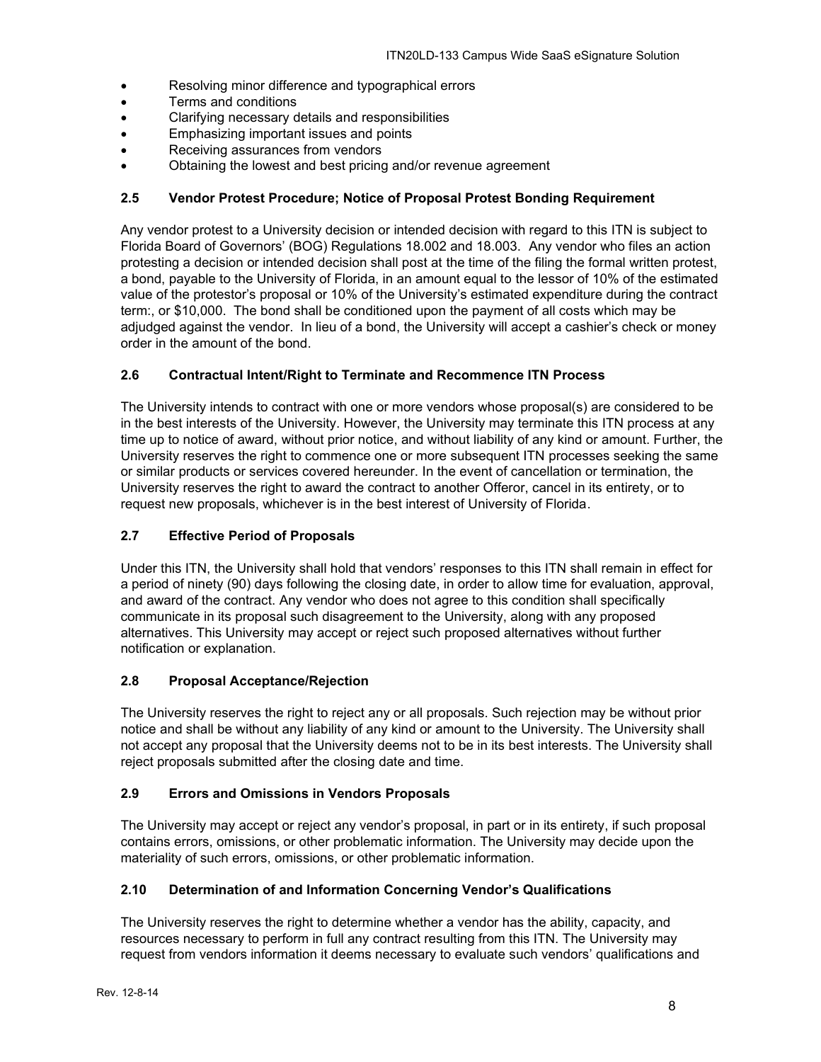- Resolving minor difference and typographical errors
- Terms and conditions
- Clarifying necessary details and responsibilities
- Emphasizing important issues and points
- Receiving assurances from vendors
- Obtaining the lowest and best pricing and/or revenue agreement

### 2.5 Vendor Protest Procedure; Notice of Proposal Protest Bonding Requirement

Any vendor protest to a University decision or intended decision with regard to this ITN is subject to Florida Board of Governors' (BOG) Regulations 18.002 and 18.003. Any vendor who files an action protesting a decision or intended decision shall post at the time of the filing the formal written protest, a bond, payable to the University of Florida, in an amount equal to the lessor of 10% of the estimated value of the protestor's proposal or 10% of the University's estimated expenditure during the contract term:, or $10,000. The bond shall be conditioned upon the payment of all costs which may be adjudged against the vendor. In lieu of a bond, the University will accept a cashier's check or money order in the amount of the bond.

### 2.6 Contractual Intent/Right to Terminate and Recommence ITN Process

The University intends to contract with one or more vendors whose proposal(s) are considered to be in the best interests of the University. However, the University may terminate this ITN process at any time up to notice of award, without prior notice, and without liability of any kind or amount. Further, the University reserves the right to commence one or more subsequent ITN processes seeking the same or similar products or services covered hereunder. In the event of cancellation or termination, the University reserves the right to award the contract to another Offeror, cancel in its entirety, or to request new proposals, whichever is in the best interest of University of Florida.

### 2.7 Effective Period of Proposals

Under this ITN, the University shall hold that vendors' responses to this ITN shall remain in effect for a period of ninety (90) days following the closing date, in order to allow time for evaluation, approval, and award of the contract. Any vendor who does not agree to this condition shall specifically communicate in its proposal such disagreement to the University, along with any proposed alternatives. This University may accept or reject such proposed alternatives without further notification or explanation.

### 2.8 Proposal Acceptance/Rejection

The University reserves the right to reject any or all proposals. Such rejection may be without prior notice and shall be without any liability of any kind or amount to the University. The University shall not accept any proposal that the University deems not to be in its best interests. The University shall reject proposals submitted after the closing date and time.

### 2.9 Errors and Omissions in Vendors Proposals

The University may accept or reject any vendor's proposal, in part or in its entirety, if such proposal contains errors, omissions, or other problematic information. The University may decide upon the materiality of such errors, omissions, or other problematic information.

### 2.10 Determination of and Information Concerning Vendor's Qualifications

The University reserves the right to determine whether a vendor has the ability, capacity, and resources necessary to perform in full any contract resulting from this ITN. The University may request from vendors information it deems necessary to evaluate such vendors' qualifications and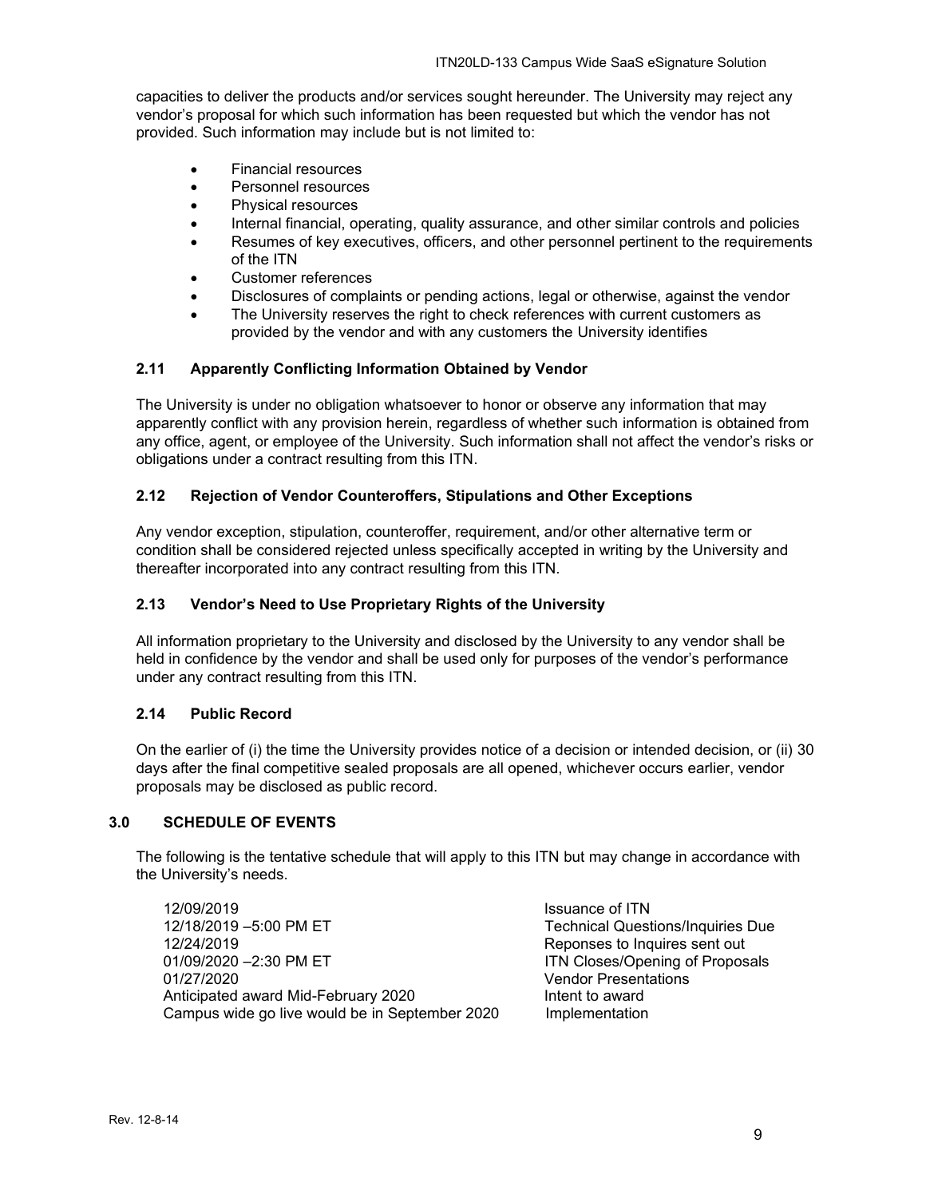capacities to deliver the products and/or services sought hereunder. The University may reject any vendor's proposal for which such information has been requested but which the vendor has not provided. Such information may include but is not limited to:

- Financial resources
- Personnel resources
- Physical resources
- Internal financial, operating, quality assurance, and other similar controls and policies
- Resumes of key executives, officers, and other personnel pertinent to the requirements of the ITN
- Customer references
- Disclosures of complaints or pending actions, legal or otherwise, against the vendor
- The University reserves the right to check references with current customers as provided by the vendor and with any customers the University identifies

### 2.11 Apparently Conflicting Information Obtained by Vendor

The University is under no obligation whatsoever to honor or observe any information that may apparently conflict with any provision herein, regardless of whether such information is obtained from any office, agent, or employee of the University. Such information shall not affect the vendor's risks or obligations under a contract resulting from this ITN.

### 2.12 Rejection of Vendor Counteroffers, Stipulations and Other Exceptions

Any vendor exception, stipulation, counteroffer, requirement, and/or other alternative term or condition shall be considered rejected unless specifically accepted in writing by the University and thereafter incorporated into any contract resulting from this ITN.

### 2.13 Vendor's Need to Use Proprietary Rights of the University

All information proprietary to the University and disclosed by the University to any vendor shall be held in confidence by the vendor and shall be used only for purposes of the vendor's performance under any contract resulting from this ITN.

### 2.14 Public Record

On the earlier of (i) the time the University provides notice of a decision or intended decision, or (ii) 30 days after the final competitive sealed proposals are all opened, whichever occurs earlier, vendor proposals may be disclosed as public record.

## 3.0 SCHEDULE OF EVENTS

The following is the tentative schedule that will apply to this ITN but may change in accordance with the University's needs.

| | |
|---|---|
| 12/09/2019 | Issuance of ITN |
| 12/18/2019 –5:00 PM ET | Technical Questions/Inquiries Due |
| 12/24/2019 | Reponses to Inquires sent out |
| 01/09/2020 –2:30 PM ET | ITN Closes/Opening of Proposals |
| 01/27/2020 | Vendor Presentations |
| Anticipated award Mid-February 2020 | Intent to award |
| Campus wide go live would be in September 2020 | Implementation |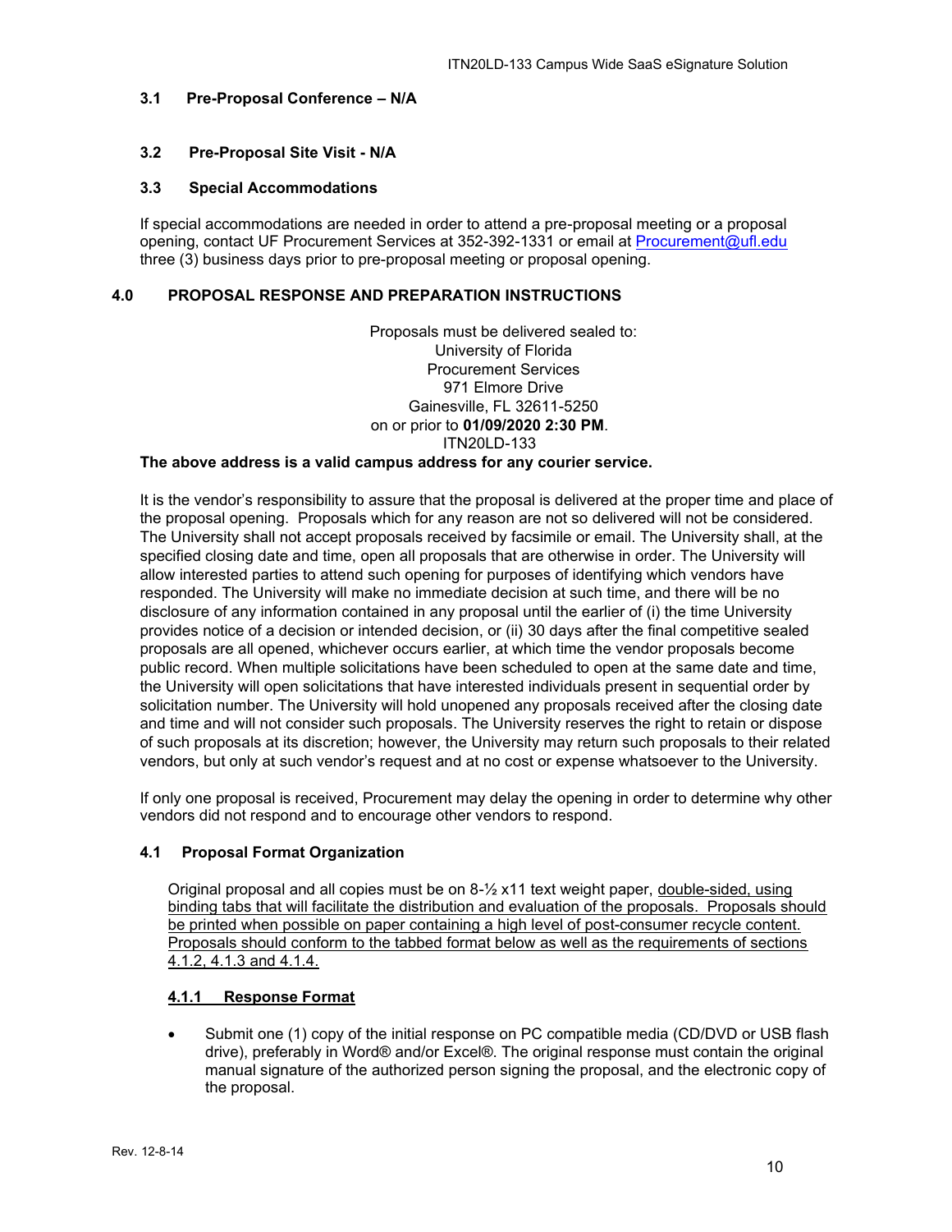### 3.1 Pre-Proposal Conference – N/A

### 3.2 Pre-Proposal Site Visit - N/A

### 3.3 Special Accommodations

If special accommodations are needed in order to attend a pre-proposal meeting or a proposal opening, contact UF Procurement Services at 352-392-1331 or email at Procurement@ufl.edu three (3) business days prior to pre-proposal meeting or proposal opening.

## 4.0 PROPOSAL RESPONSE AND PREPARATION INSTRUCTIONS

Proposals must be delivered sealed to:
University of Florida
Procurement Services
971 Elmore Drive
Gainesville, FL 32611-5250
on or prior to **01/09/2020 2:30 PM**.
ITN20LD-133

**The above address is a valid campus address for any courier service.**

It is the vendor's responsibility to assure that the proposal is delivered at the proper time and place of the proposal opening. Proposals which for any reason are not so delivered will not be considered. The University shall not accept proposals received by facsimile or email. The University shall, at the specified closing date and time, open all proposals that are otherwise in order. The University will allow interested parties to attend such opening for purposes of identifying which vendors have responded. The University will make no immediate decision at such time, and there will be no disclosure of any information contained in any proposal until the earlier of (i) the time University provides notice of a decision or intended decision, or (ii) 30 days after the final competitive sealed proposals are all opened, whichever occurs earlier, at which time the vendor proposals become public record. When multiple solicitations have been scheduled to open at the same date and time, the University will open solicitations that have interested individuals present in sequential order by solicitation number. The University will hold unopened any proposals received after the closing date and time and will not consider such proposals. The University reserves the right to retain or dispose of such proposals at its discretion; however, the University may return such proposals to their related vendors, but only at such vendor's request and at no cost or expense whatsoever to the University.

If only one proposal is received, Procurement may delay the opening in order to determine why other vendors did not respond and to encourage other vendors to respond.

### 4.1 Proposal Format Organization

Original proposal and all copies must be on 8-½ x11 text weight paper, double-sided, using binding tabs that will facilitate the distribution and evaluation of the proposals. Proposals should be printed when possible on paper containing a high level of post-consumer recycle content. Proposals should conform to the tabbed format below as well as the requirements of sections 4.1.2, 4.1.3 and 4.1.4.

#### 4.1.1 Response Format

- Submit one (1) copy of the initial response on PC compatible media (CD/DVD or USB flash drive), preferably in Word® and/or Excel®. The original response must contain the original manual signature of the authorized person signing the proposal, and the electronic copy of the proposal.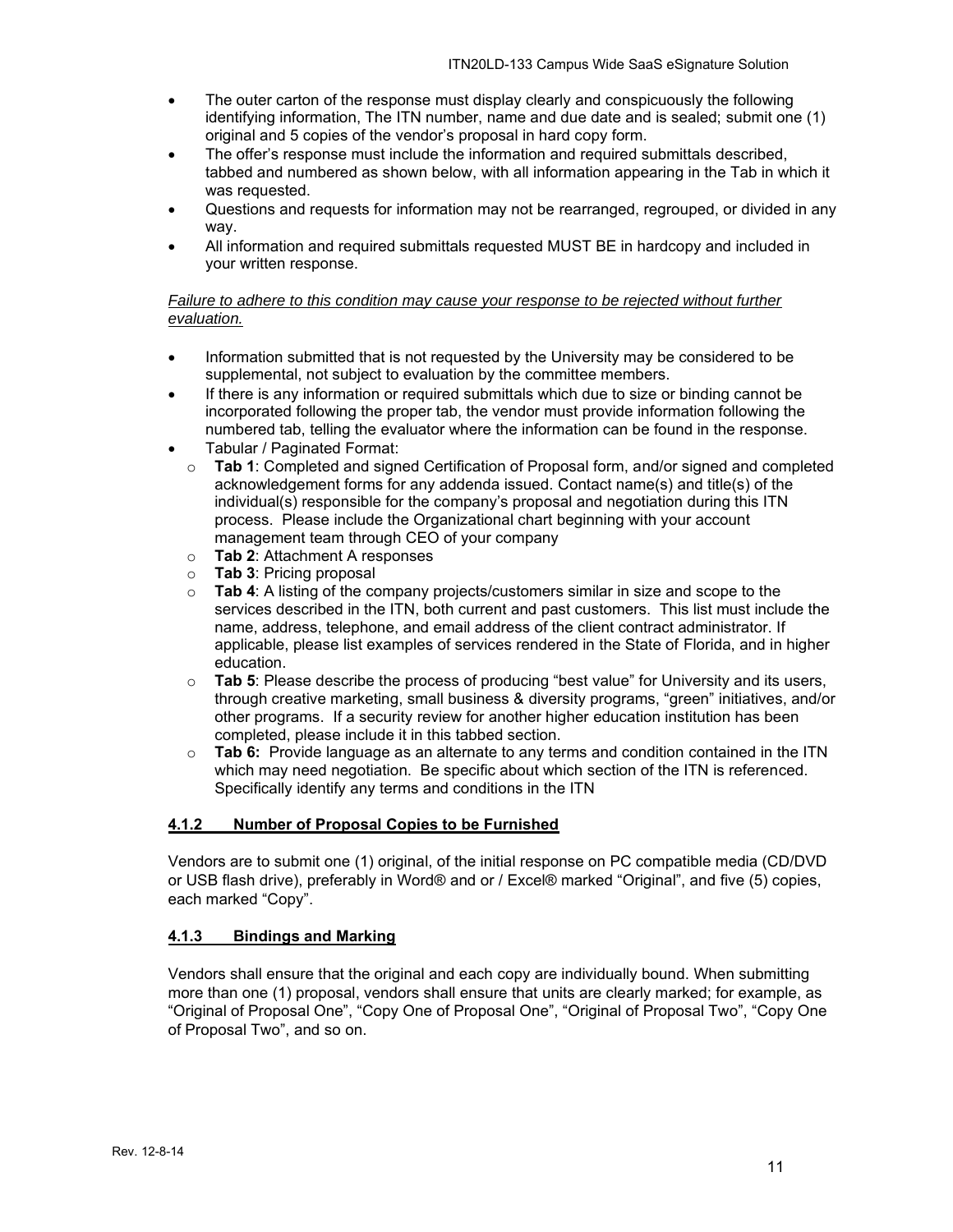- The outer carton of the response must display clearly and conspicuously the following identifying information, The ITN number, name and due date and is sealed; submit one (1) original and 5 copies of the vendor's proposal in hard copy form.
- The offer's response must include the information and required submittals described, tabbed and numbered as shown below, with all information appearing in the Tab in which it was requested.
- Questions and requests for information may not be rearranged, regrouped, or divided in any way.
- All information and required submittals requested MUST BE in hardcopy and included in your written response.

*Failure to adhere to this condition may cause your response to be rejected without further evaluation.*

- Information submitted that is not requested by the University may be considered to be supplemental, not subject to evaluation by the committee members.
- If there is any information or required submittals which due to size or binding cannot be incorporated following the proper tab, the vendor must provide information following the numbered tab, telling the evaluator where the information can be found in the response.
- Tabular / Paginated Format:
    - **Tab 1**: Completed and signed Certification of Proposal form, and/or signed and completed acknowledgement forms for any addenda issued. Contact name(s) and title(s) of the individual(s) responsible for the company's proposal and negotiation during this ITN process. Please include the Organizational chart beginning with your account management team through CEO of your company
    - **Tab 2**: Attachment A responses
    - **Tab 3**: Pricing proposal
    - **Tab 4**: A listing of the company projects/customers similar in size and scope to the services described in the ITN, both current and past customers. This list must include the name, address, telephone, and email address of the client contract administrator. If applicable, please list examples of services rendered in the State of Florida, and in higher education.
    - **Tab 5**: Please describe the process of producing "best value" for University and its users, through creative marketing, small business & diversity programs, "green" initiatives, and/or other programs. If a security review for another higher education institution has been completed, please include it in this tabbed section.
    - **Tab 6:** Provide language as an alternate to any terms and condition contained in the ITN which may need negotiation. Be specific about which section of the ITN is referenced. Specifically identify any terms and conditions in the ITN

### 4.1.2 Number of Proposal Copies to be Furnished

Vendors are to submit one (1) original, of the initial response on PC compatible media (CD/DVD or USB flash drive), preferably in Word® and or / Excel® marked "Original", and five (5) copies, each marked "Copy".

### 4.1.3 Bindings and Marking

Vendors shall ensure that the original and each copy are individually bound. When submitting more than one (1) proposal, vendors shall ensure that units are clearly marked; for example, as "Original of Proposal One", "Copy One of Proposal One", "Original of Proposal Two", "Copy One of Proposal Two", and so on.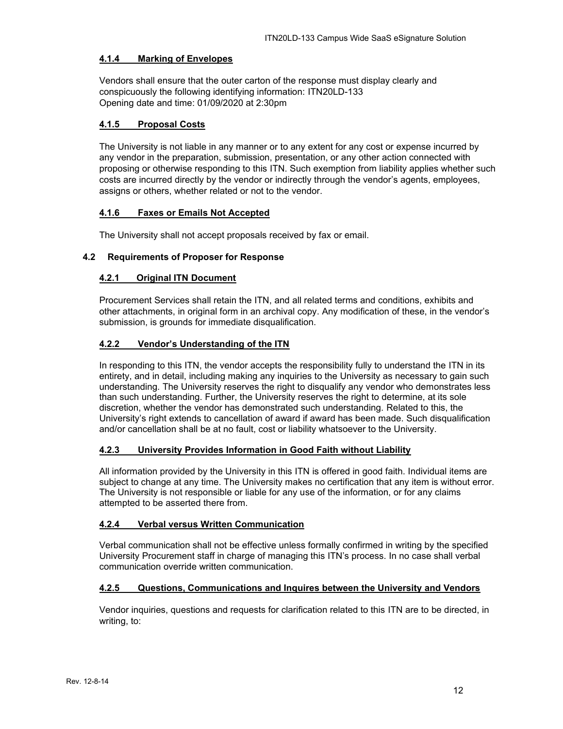#### **4.1.4 Marking of Envelopes**

Vendors shall ensure that the outer carton of the response must display clearly and conspicuously the following identifying information: ITN20LD-133
Opening date and time: 01/09/2020 at 2:30pm

#### **4.1.5 Proposal Costs**

The University is not liable in any manner or to any extent for any cost or expense incurred by any vendor in the preparation, submission, presentation, or any other action connected with proposing or otherwise responding to this ITN. Such exemption from liability applies whether such costs are incurred directly by the vendor or indirectly through the vendor's agents, employees, assigns or others, whether related or not to the vendor.

#### **4.1.6 Faxes or Emails Not Accepted**

The University shall not accept proposals received by fax or email.

### **4.2 Requirements of Proposer for Response**

#### **4.2.1 Original ITN Document**

Procurement Services shall retain the ITN, and all related terms and conditions, exhibits and other attachments, in original form in an archival copy. Any modification of these, in the vendor's submission, is grounds for immediate disqualification.

#### **4.2.2 Vendor's Understanding of the ITN**

In responding to this ITN, the vendor accepts the responsibility fully to understand the ITN in its entirety, and in detail, including making any inquiries to the University as necessary to gain such understanding. The University reserves the right to disqualify any vendor who demonstrates less than such understanding. Further, the University reserves the right to determine, at its sole discretion, whether the vendor has demonstrated such understanding. Related to this, the University's right extends to cancellation of award if award has been made. Such disqualification and/or cancellation shall be at no fault, cost or liability whatsoever to the University.

#### **4.2.3 University Provides Information in Good Faith without Liability**

All information provided by the University in this ITN is offered in good faith. Individual items are subject to change at any time. The University makes no certification that any item is without error. The University is not responsible or liable for any use of the information, or for any claims attempted to be asserted there from.

#### **4.2.4 Verbal versus Written Communication**

Verbal communication shall not be effective unless formally confirmed in writing by the specified University Procurement staff in charge of managing this ITN's process. In no case shall verbal communication override written communication.

#### **4.2.5 Questions, Communications and Inquires between the University and Vendors**

Vendor inquiries, questions and requests for clarification related to this ITN are to be directed, in writing, to: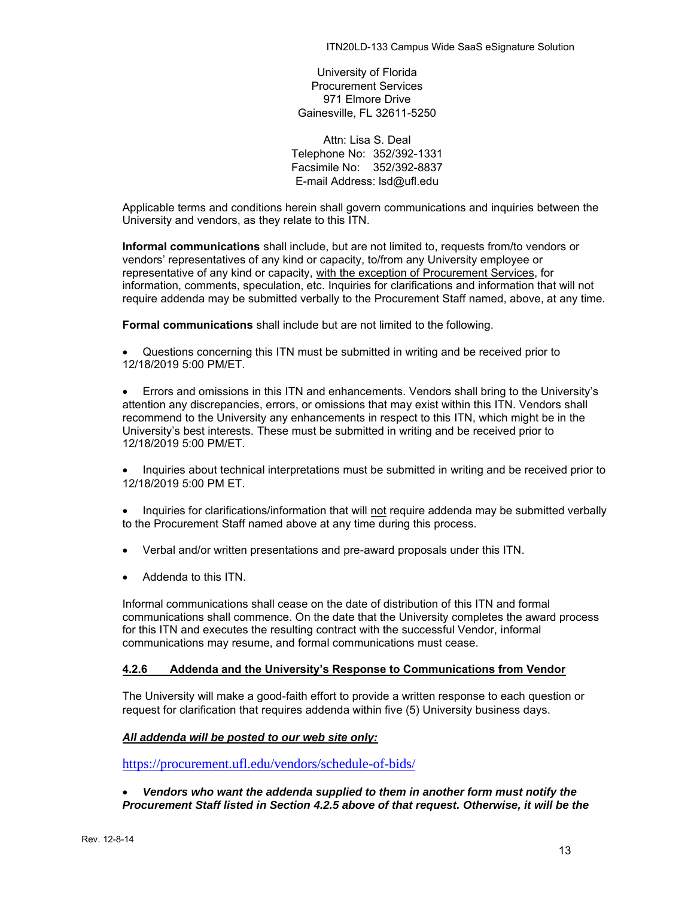University of Florida
Procurement Services
971 Elmore Drive
Gainesville, FL 32611-5250

Attn: Lisa S. Deal
Telephone No: 352/392-1331
Facsimile No: 352/392-8837
E-mail Address: lsd@ufl.edu

Applicable terms and conditions herein shall govern communications and inquiries between the University and vendors, as they relate to this ITN.

**Informal communications** shall include, but are not limited to, requests from/to vendors or vendors' representatives of any kind or capacity, to/from any University employee or representative of any kind or capacity, with the exception of Procurement Services, for information, comments, speculation, etc. Inquiries for clarifications and information that will not require addenda may be submitted verbally to the Procurement Staff named, above, at any time.

**Formal communications** shall include but are not limited to the following.

- Questions concerning this ITN must be submitted in writing and be received prior to 12/18/2019 5:00 PM/ET.

- Errors and omissions in this ITN and enhancements. Vendors shall bring to the University's attention any discrepancies, errors, or omissions that may exist within this ITN. Vendors shall recommend to the University any enhancements in respect to this ITN, which might be in the University's best interests. These must be submitted in writing and be received prior to 12/18/2019 5:00 PM/ET.

- Inquiries about technical interpretations must be submitted in writing and be received prior to 12/18/2019 5:00 PM ET.

- Inquiries for clarifications/information that will not require addenda may be submitted verbally to the Procurement Staff named above at any time during this process.

- Verbal and/or written presentations and pre-award proposals under this ITN.

- Addenda to this ITN.

Informal communications shall cease on the date of distribution of this ITN and formal communications shall commence. On the date that the University completes the award process for this ITN and executes the resulting contract with the successful Vendor, informal communications may resume, and formal communications must cease.

#### 4.2.6 Addenda and the University's Response to Communications from Vendor

The University will make a good-faith effort to provide a written response to each question or request for clarification that requires addenda within five (5) University business days.

***All addenda will be posted to our web site only:***

https://procurement.ufl.edu/vendors/schedule-of-bids/

- ***Vendors who want the addenda supplied to them in another form must notify the Procurement Staff listed in Section 4.2.5 above of that request. Otherwise, it will be the***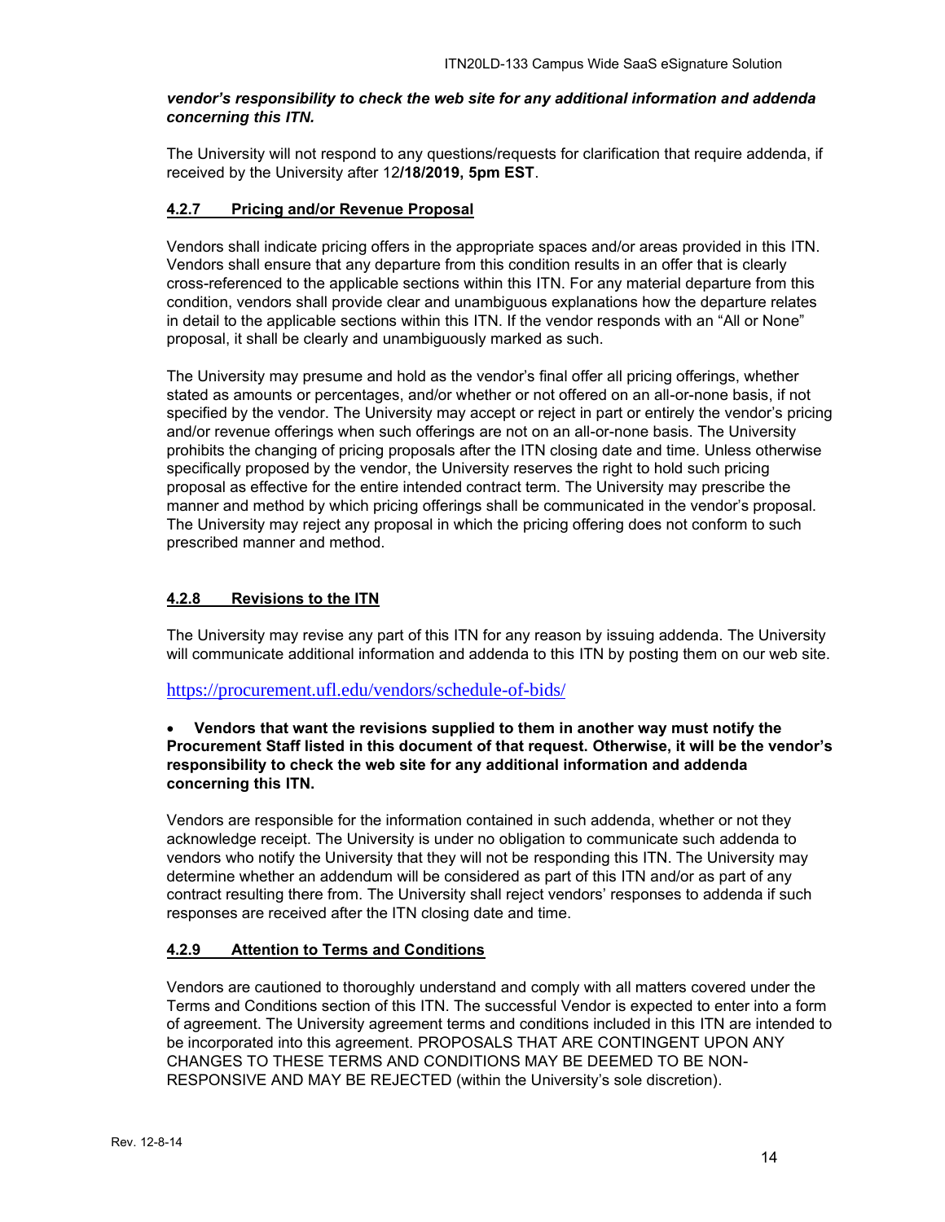***vendor's responsibility to check the web site for any additional information and addenda concerning this ITN.***

The University will not respond to any questions/requests for clarification that require addenda, if received by the University after 12**/18/2019, 5pm EST**.

### 4.2.7 Pricing and/or Revenue Proposal

Vendors shall indicate pricing offers in the appropriate spaces and/or areas provided in this ITN. Vendors shall ensure that any departure from this condition results in an offer that is clearly cross-referenced to the applicable sections within this ITN. For any material departure from this condition, vendors shall provide clear and unambiguous explanations how the departure relates in detail to the applicable sections within this ITN. If the vendor responds with an "All or None" proposal, it shall be clearly and unambiguously marked as such.

The University may presume and hold as the vendor's final offer all pricing offerings, whether stated as amounts or percentages, and/or whether or not offered on an all-or-none basis, if not specified by the vendor. The University may accept or reject in part or entirely the vendor's pricing and/or revenue offerings when such offerings are not on an all-or-none basis. The University prohibits the changing of pricing proposals after the ITN closing date and time. Unless otherwise specifically proposed by the vendor, the University reserves the right to hold such pricing proposal as effective for the entire intended contract term. The University may prescribe the manner and method by which pricing offerings shall be communicated in the vendor's proposal. The University may reject any proposal in which the pricing offering does not conform to such prescribed manner and method.

### 4.2.8 Revisions to the ITN

The University may revise any part of this ITN for any reason by issuing addenda. The University will communicate additional information and addenda to this ITN by posting them on our web site.

https://procurement.ufl.edu/vendors/schedule-of-bids/

- **Vendors that want the revisions supplied to them in another way must notify the Procurement Staff listed in this document of that request. Otherwise, it will be the vendor's responsibility to check the web site for any additional information and addenda concerning this ITN.**

Vendors are responsible for the information contained in such addenda, whether or not they acknowledge receipt. The University is under no obligation to communicate such addenda to vendors who notify the University that they will not be responding this ITN. The University may determine whether an addendum will be considered as part of this ITN and/or as part of any contract resulting there from. The University shall reject vendors' responses to addenda if such responses are received after the ITN closing date and time.

### 4.2.9 Attention to Terms and Conditions

Vendors are cautioned to thoroughly understand and comply with all matters covered under the Terms and Conditions section of this ITN. The successful Vendor is expected to enter into a form of agreement. The University agreement terms and conditions included in this ITN are intended to be incorporated into this agreement. PROPOSALS THAT ARE CONTINGENT UPON ANY CHANGES TO THESE TERMS AND CONDITIONS MAY BE DEEMED TO BE NON-RESPONSIVE AND MAY BE REJECTED (within the University's sole discretion).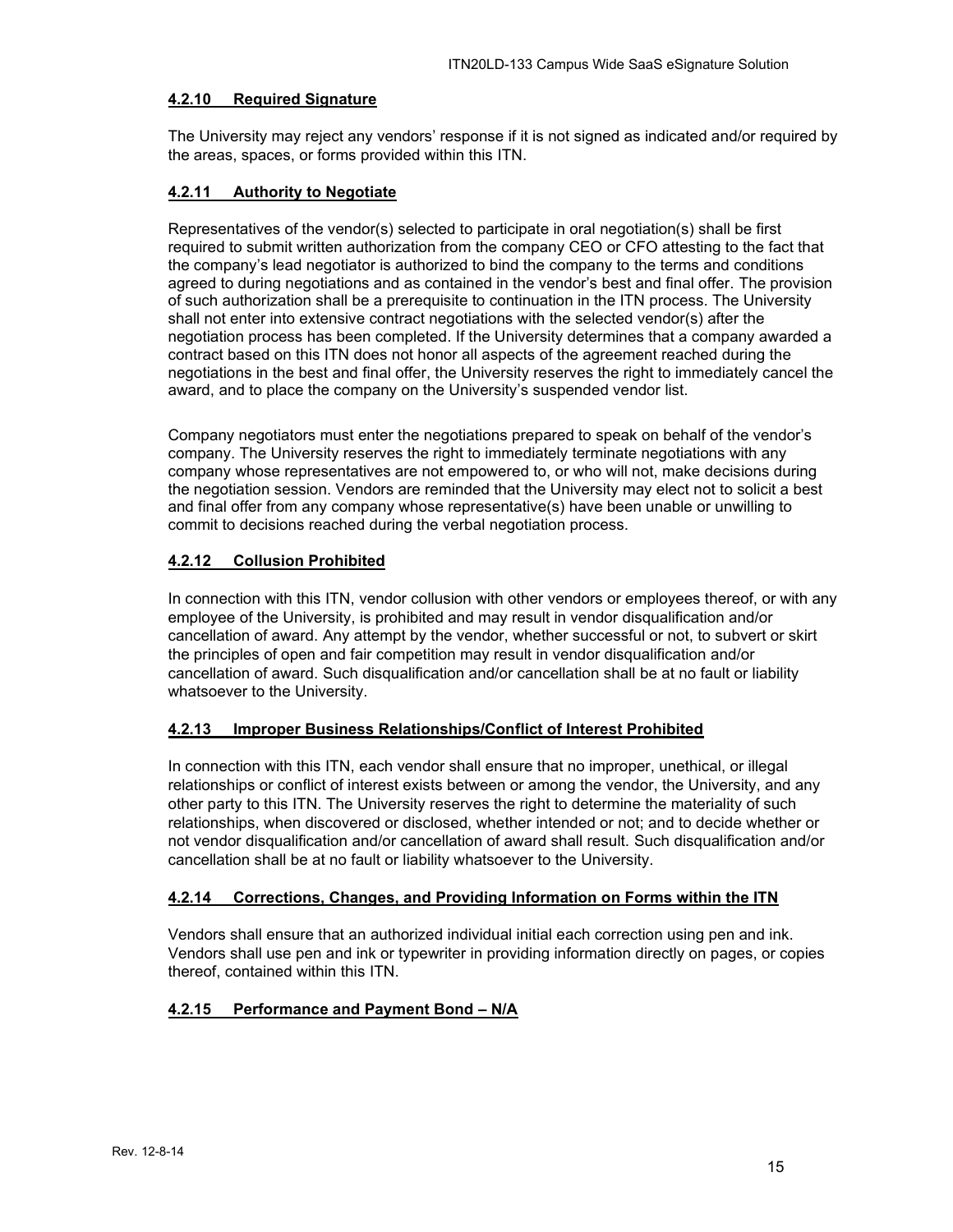#### **4.2.10 Required Signature**

The University may reject any vendors' response if it is not signed as indicated and/or required by the areas, spaces, or forms provided within this ITN.

#### **4.2.11 Authority to Negotiate**

Representatives of the vendor(s) selected to participate in oral negotiation(s) shall be first required to submit written authorization from the company CEO or CFO attesting to the fact that the company's lead negotiator is authorized to bind the company to the terms and conditions agreed to during negotiations and as contained in the vendor's best and final offer. The provision of such authorization shall be a prerequisite to continuation in the ITN process. The University shall not enter into extensive contract negotiations with the selected vendor(s) after the negotiation process has been completed. If the University determines that a company awarded a contract based on this ITN does not honor all aspects of the agreement reached during the negotiations in the best and final offer, the University reserves the right to immediately cancel the award, and to place the company on the University's suspended vendor list.

Company negotiators must enter the negotiations prepared to speak on behalf of the vendor's company. The University reserves the right to immediately terminate negotiations with any company whose representatives are not empowered to, or who will not, make decisions during the negotiation session. Vendors are reminded that the University may elect not to solicit a best and final offer from any company whose representative(s) have been unable or unwilling to commit to decisions reached during the verbal negotiation process.

#### **4.2.12 Collusion Prohibited**

In connection with this ITN, vendor collusion with other vendors or employees thereof, or with any employee of the University, is prohibited and may result in vendor disqualification and/or cancellation of award. Any attempt by the vendor, whether successful or not, to subvert or skirt the principles of open and fair competition may result in vendor disqualification and/or cancellation of award. Such disqualification and/or cancellation shall be at no fault or liability whatsoever to the University.

#### **4.2.13 Improper Business Relationships/Conflict of Interest Prohibited**

In connection with this ITN, each vendor shall ensure that no improper, unethical, or illegal relationships or conflict of interest exists between or among the vendor, the University, and any other party to this ITN. The University reserves the right to determine the materiality of such relationships, when discovered or disclosed, whether intended or not; and to decide whether or not vendor disqualification and/or cancellation of award shall result. Such disqualification and/or cancellation shall be at no fault or liability whatsoever to the University.

#### **4.2.14 Corrections, Changes, and Providing Information on Forms within the ITN**

Vendors shall ensure that an authorized individual initial each correction using pen and ink. Vendors shall use pen and ink or typewriter in providing information directly on pages, or copies thereof, contained within this ITN.

#### **4.2.15 Performance and Payment Bond – N/A**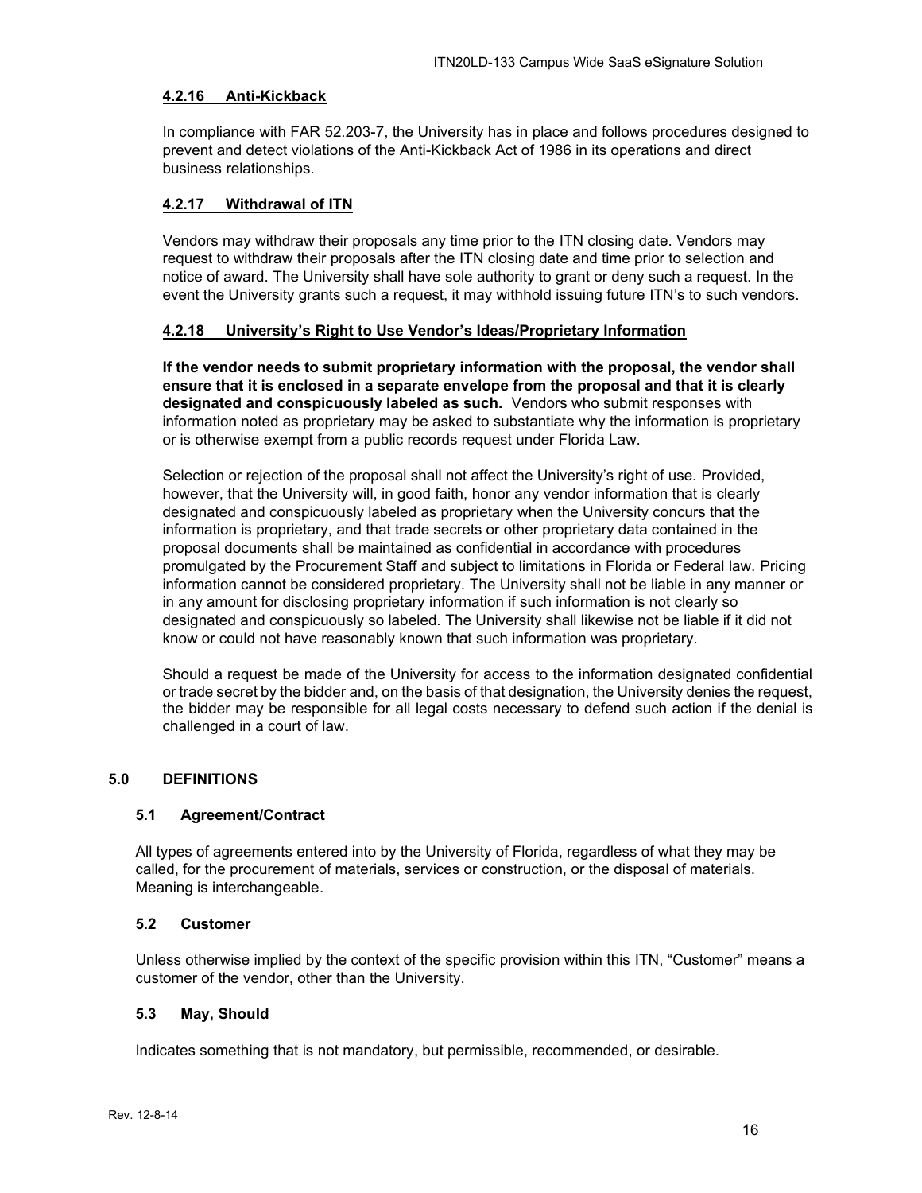#### 4.2.16 Anti-Kickback

In compliance with FAR 52.203-7, the University has in place and follows procedures designed to prevent and detect violations of the Anti-Kickback Act of 1986 in its operations and direct business relationships.

#### 4.2.17 Withdrawal of ITN

Vendors may withdraw their proposals any time prior to the ITN closing date. Vendors may request to withdraw their proposals after the ITN closing date and time prior to selection and notice of award. The University shall have sole authority to grant or deny such a request. In the event the University grants such a request, it may withhold issuing future ITN's to such vendors.

#### 4.2.18 University's Right to Use Vendor's Ideas/Proprietary Information

**If the vendor needs to submit proprietary information with the proposal, the vendor shall ensure that it is enclosed in a separate envelope from the proposal and that it is clearly designated and conspicuously labeled as such.** Vendors who submit responses with information noted as proprietary may be asked to substantiate why the information is proprietary or is otherwise exempt from a public records request under Florida Law.

Selection or rejection of the proposal shall not affect the University's right of use. Provided, however, that the University will, in good faith, honor any vendor information that is clearly designated and conspicuously labeled as proprietary when the University concurs that the information is proprietary, and that trade secrets or other proprietary data contained in the proposal documents shall be maintained as confidential in accordance with procedures promulgated by the Procurement Staff and subject to limitations in Florida or Federal law. Pricing information cannot be considered proprietary. The University shall not be liable in any manner or in any amount for disclosing proprietary information if such information is not clearly so designated and conspicuously so labeled. The University shall likewise not be liable if it did not know or could not have reasonably known that such information was proprietary.

Should a request be made of the University for access to the information designated confidential or trade secret by the bidder and, on the basis of that designation, the University denies the request, the bidder may be responsible for all legal costs necessary to defend such action if the denial is challenged in a court of law.

## 5.0 DEFINITIONS

### 5.1 Agreement/Contract

All types of agreements entered into by the University of Florida, regardless of what they may be called, for the procurement of materials, services or construction, or the disposal of materials. Meaning is interchangeable.

### 5.2 Customer

Unless otherwise implied by the context of the specific provision within this ITN, "Customer" means a customer of the vendor, other than the University.

### 5.3 May, Should

Indicates something that is not mandatory, but permissible, recommended, or desirable.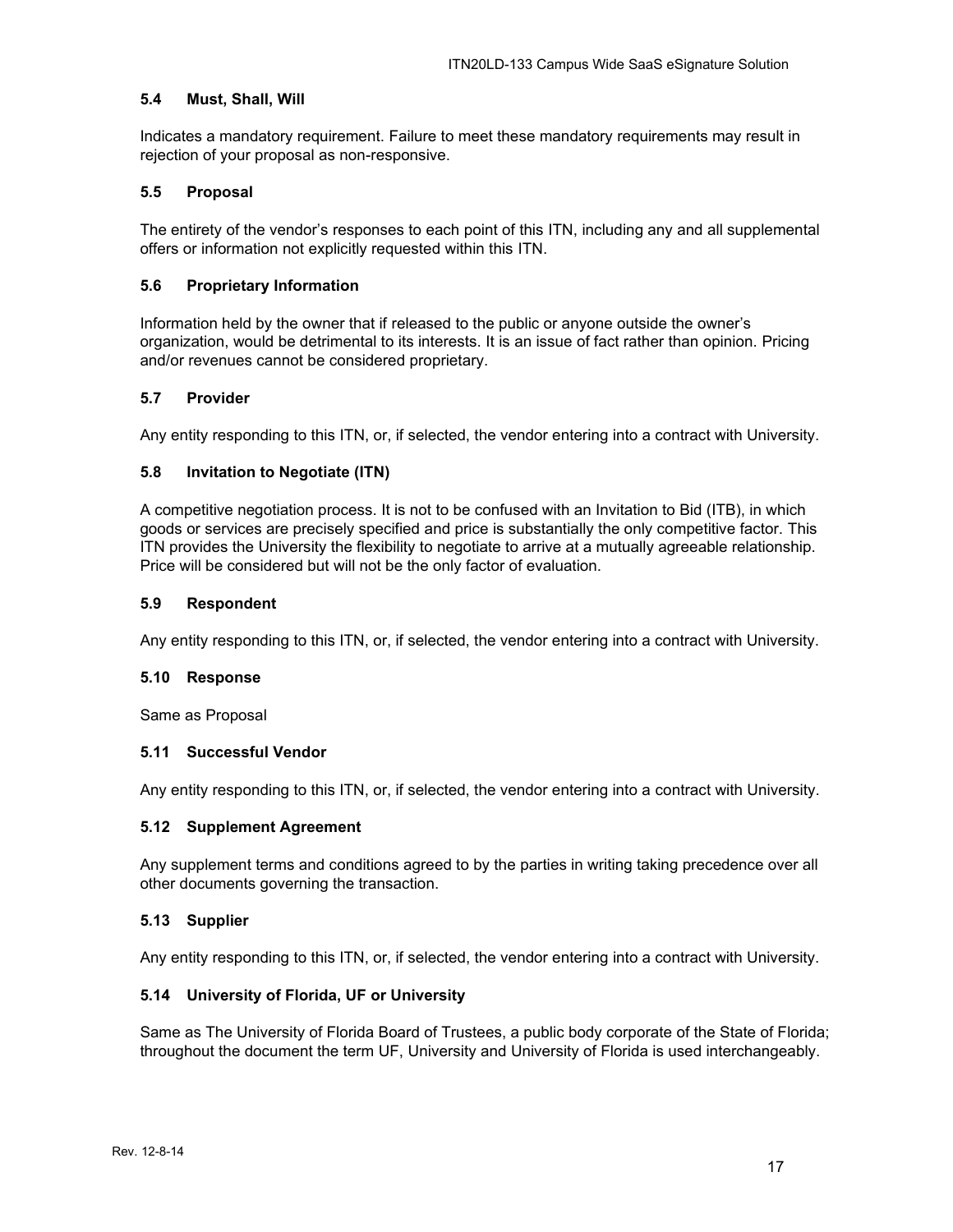### 5.4 Must, Shall, Will

Indicates a mandatory requirement. Failure to meet these mandatory requirements may result in rejection of your proposal as non-responsive.

### 5.5 Proposal

The entirety of the vendor's responses to each point of this ITN, including any and all supplemental offers or information not explicitly requested within this ITN.

### 5.6 Proprietary Information

Information held by the owner that if released to the public or anyone outside the owner's organization, would be detrimental to its interests. It is an issue of fact rather than opinion. Pricing and/or revenues cannot be considered proprietary.

### 5.7 Provider

Any entity responding to this ITN, or, if selected, the vendor entering into a contract with University.

### 5.8 Invitation to Negotiate (ITN)

A competitive negotiation process. It is not to be confused with an Invitation to Bid (ITB), in which goods or services are precisely specified and price is substantially the only competitive factor. This ITN provides the University the flexibility to negotiate to arrive at a mutually agreeable relationship. Price will be considered but will not be the only factor of evaluation.

### 5.9 Respondent

Any entity responding to this ITN, or, if selected, the vendor entering into a contract with University.

### 5.10 Response

Same as Proposal

### 5.11 Successful Vendor

Any entity responding to this ITN, or, if selected, the vendor entering into a contract with University.

### 5.12 Supplement Agreement

Any supplement terms and conditions agreed to by the parties in writing taking precedence over all other documents governing the transaction.

### 5.13 Supplier

Any entity responding to this ITN, or, if selected, the vendor entering into a contract with University.

### 5.14 University of Florida, UF or University

Same as The University of Florida Board of Trustees, a public body corporate of the State of Florida; throughout the document the term UF, University and University of Florida is used interchangeably.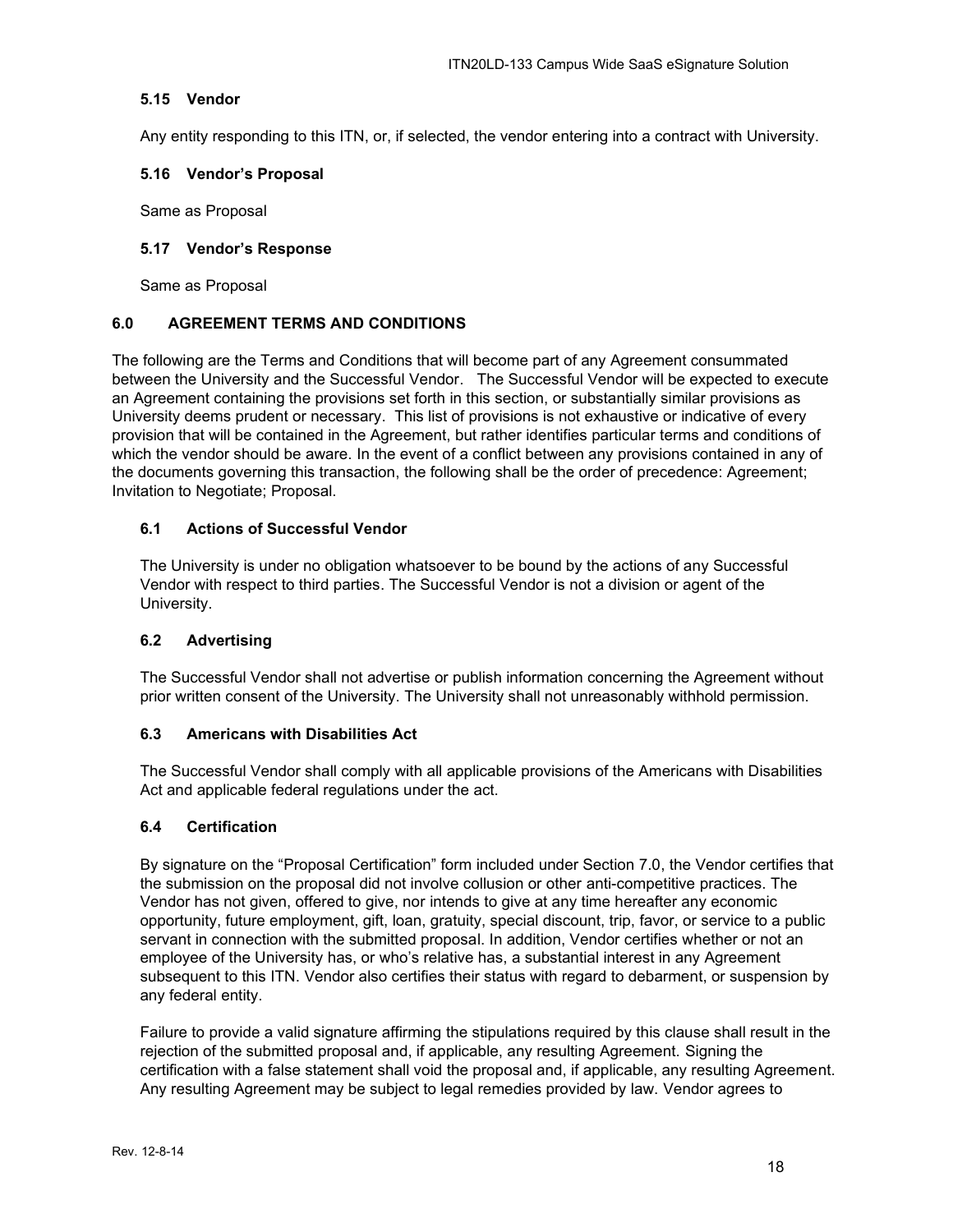### 5.15 Vendor

Any entity responding to this ITN, or, if selected, the vendor entering into a contract with University.

### 5.16 Vendor's Proposal

Same as Proposal

### 5.17 Vendor's Response

Same as Proposal

## 6.0 AGREEMENT TERMS AND CONDITIONS

The following are the Terms and Conditions that will become part of any Agreement consummated between the University and the Successful Vendor. The Successful Vendor will be expected to execute an Agreement containing the provisions set forth in this section, or substantially similar provisions as University deems prudent or necessary. This list of provisions is not exhaustive or indicative of every provision that will be contained in the Agreement, but rather identifies particular terms and conditions of which the vendor should be aware. In the event of a conflict between any provisions contained in any of the documents governing this transaction, the following shall be the order of precedence: Agreement; Invitation to Negotiate; Proposal.

### 6.1 Actions of Successful Vendor

The University is under no obligation whatsoever to be bound by the actions of any Successful Vendor with respect to third parties. The Successful Vendor is not a division or agent of the University.

### 6.2 Advertising

The Successful Vendor shall not advertise or publish information concerning the Agreement without prior written consent of the University. The University shall not unreasonably withhold permission.

### 6.3 Americans with Disabilities Act

The Successful Vendor shall comply with all applicable provisions of the Americans with Disabilities Act and applicable federal regulations under the act.

### 6.4 Certification

By signature on the "Proposal Certification" form included under Section 7.0, the Vendor certifies that the submission on the proposal did not involve collusion or other anti-competitive practices. The Vendor has not given, offered to give, nor intends to give at any time hereafter any economic opportunity, future employment, gift, loan, gratuity, special discount, trip, favor, or service to a public servant in connection with the submitted proposal. In addition, Vendor certifies whether or not an employee of the University has, or who's relative has, a substantial interest in any Agreement subsequent to this ITN. Vendor also certifies their status with regard to debarment, or suspension by any federal entity.

Failure to provide a valid signature affirming the stipulations required by this clause shall result in the rejection of the submitted proposal and, if applicable, any resulting Agreement. Signing the certification with a false statement shall void the proposal and, if applicable, any resulting Agreement. Any resulting Agreement may be subject to legal remedies provided by law. Vendor agrees to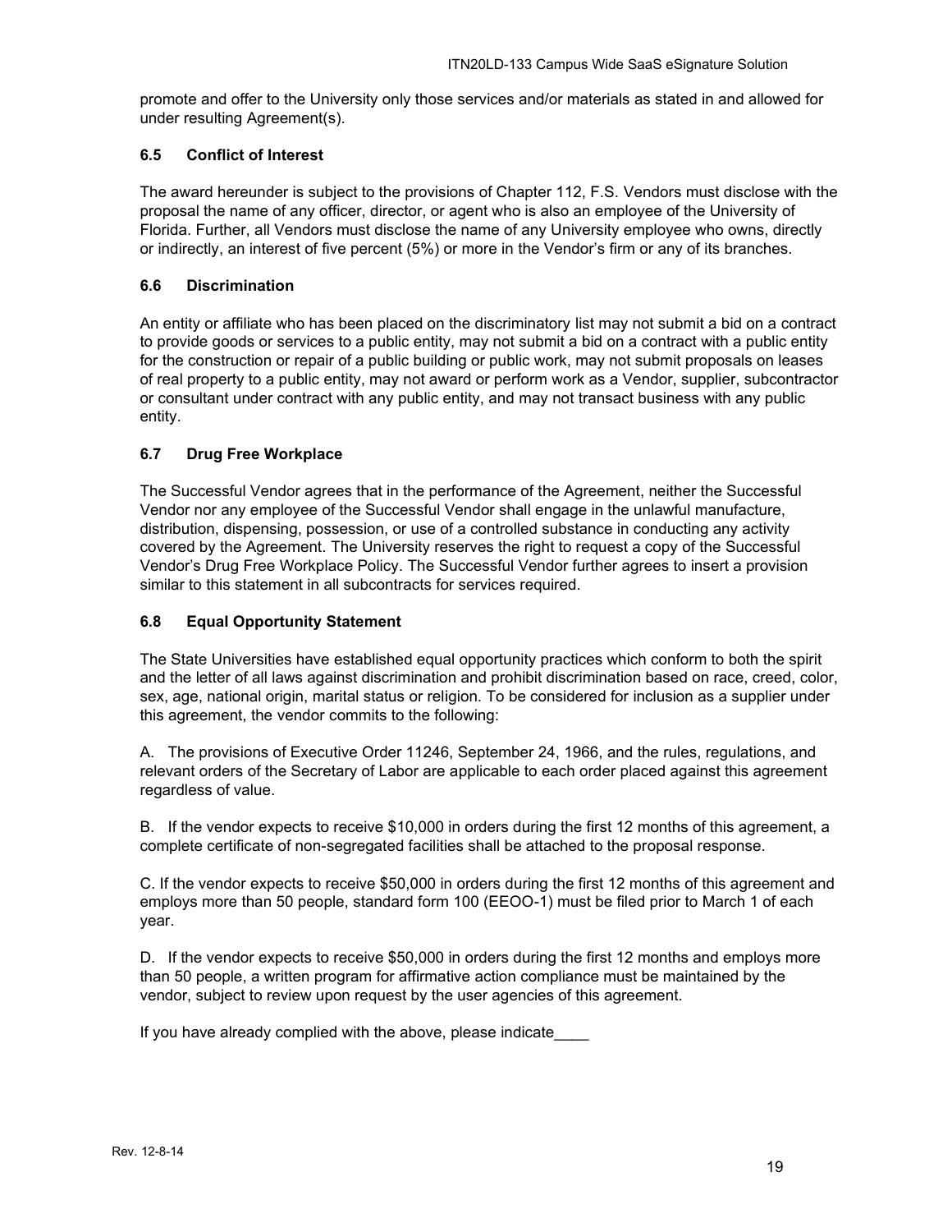promote and offer to the University only those services and/or materials as stated in and allowed for under resulting Agreement(s).

### 6.5 Conflict of Interest

The award hereunder is subject to the provisions of Chapter 112, F.S. Vendors must disclose with the proposal the name of any officer, director, or agent who is also an employee of the University of Florida. Further, all Vendors must disclose the name of any University employee who owns, directly or indirectly, an interest of five percent (5%) or more in the Vendor's firm or any of its branches.

### 6.6 Discrimination

An entity or affiliate who has been placed on the discriminatory list may not submit a bid on a contract to provide goods or services to a public entity, may not submit a bid on a contract with a public entity for the construction or repair of a public building or public work, may not submit proposals on leases of real property to a public entity, may not award or perform work as a Vendor, supplier, subcontractor or consultant under contract with any public entity, and may not transact business with any public entity.

### 6.7 Drug Free Workplace

The Successful Vendor agrees that in the performance of the Agreement, neither the Successful Vendor nor any employee of the Successful Vendor shall engage in the unlawful manufacture, distribution, dispensing, possession, or use of a controlled substance in conducting any activity covered by the Agreement. The University reserves the right to request a copy of the Successful Vendor's Drug Free Workplace Policy. The Successful Vendor further agrees to insert a provision similar to this statement in all subcontracts for services required.

### 6.8 Equal Opportunity Statement

The State Universities have established equal opportunity practices which conform to both the spirit and the letter of all laws against discrimination and prohibit discrimination based on race, creed, color, sex, age, national origin, marital status or religion. To be considered for inclusion as a supplier under this agreement, the vendor commits to the following:

A. The provisions of Executive Order 11246, September 24, 1966, and the rules, regulations, and relevant orders of the Secretary of Labor are applicable to each order placed against this agreement regardless of value.

B. If the vendor expects to receive $10,000 in orders during the first 12 months of this agreement, a complete certificate of non-segregated facilities shall be attached to the proposal response.

C. If the vendor expects to receive $50,000 in orders during the first 12 months of this agreement and employs more than 50 people, standard form 100 (EEOO-1) must be filed prior to March 1 of each year.

D. If the vendor expects to receive $50,000 in orders during the first 12 months and employs more than 50 people, a written program for affirmative action compliance must be maintained by the vendor, subject to review upon request by the user agencies of this agreement.

If you have already complied with the above, please indicate____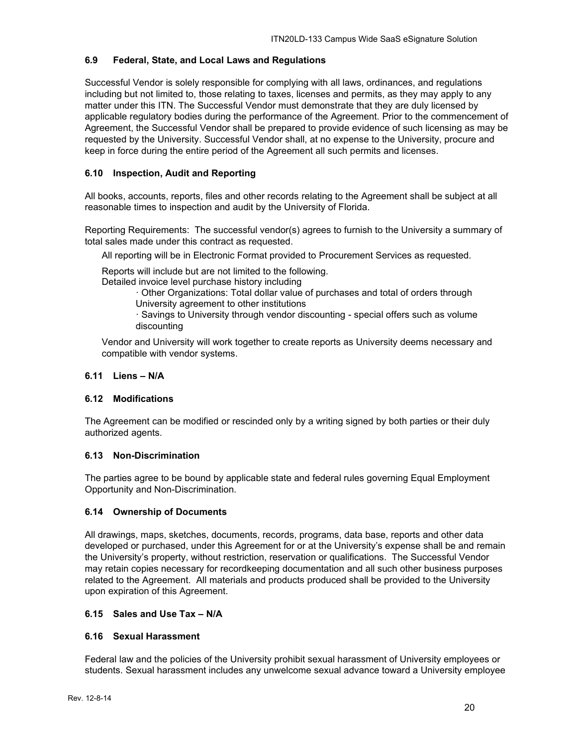### 6.9 Federal, State, and Local Laws and Regulations

Successful Vendor is solely responsible for complying with all laws, ordinances, and regulations including but not limited to, those relating to taxes, licenses and permits, as they may apply to any matter under this ITN. The Successful Vendor must demonstrate that they are duly licensed by applicable regulatory bodies during the performance of the Agreement. Prior to the commencement of Agreement, the Successful Vendor shall be prepared to provide evidence of such licensing as may be requested by the University. Successful Vendor shall, at no expense to the University, procure and keep in force during the entire period of the Agreement all such permits and licenses.

### 6.10 Inspection, Audit and Reporting

All books, accounts, reports, files and other records relating to the Agreement shall be subject at all reasonable times to inspection and audit by the University of Florida.

Reporting Requirements: The successful vendor(s) agrees to furnish to the University a summary of total sales made under this contract as requested.

All reporting will be in Electronic Format provided to Procurement Services as requested.

Reports will include but are not limited to the following.
Detailed invoice level purchase history including

- Other Organizations: Total dollar value of purchases and total of orders through University agreement to other institutions
- Savings to University through vendor discounting - special offers such as volume discounting

Vendor and University will work together to create reports as University deems necessary and compatible with vendor systems.

### 6.11 Liens – N/A

### 6.12 Modifications

The Agreement can be modified or rescinded only by a writing signed by both parties or their duly authorized agents.

### 6.13 Non-Discrimination

The parties agree to be bound by applicable state and federal rules governing Equal Employment Opportunity and Non-Discrimination.

### 6.14 Ownership of Documents

All drawings, maps, sketches, documents, records, programs, data base, reports and other data developed or purchased, under this Agreement for or at the University's expense shall be and remain the University's property, without restriction, reservation or qualifications. The Successful Vendor may retain copies necessary for recordkeeping documentation and all such other business purposes related to the Agreement. All materials and products produced shall be provided to the University upon expiration of this Agreement.

### 6.15 Sales and Use Tax – N/A

### 6.16 Sexual Harassment

Federal law and the policies of the University prohibit sexual harassment of University employees or students. Sexual harassment includes any unwelcome sexual advance toward a University employee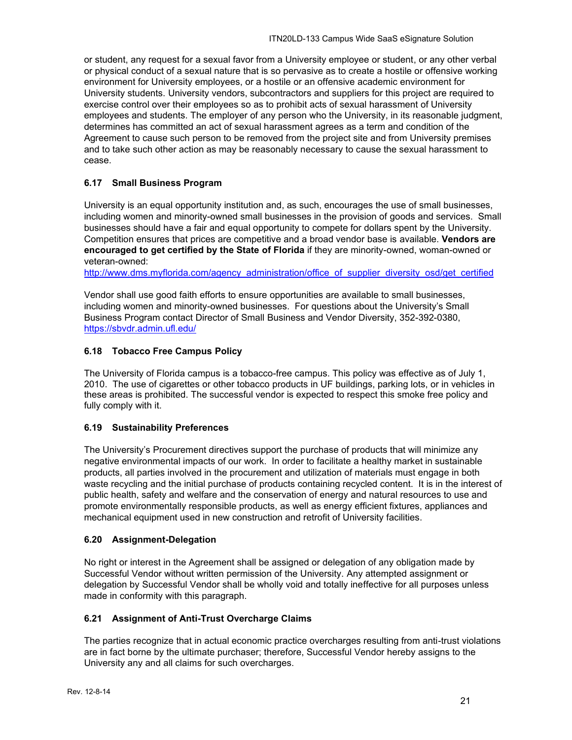or student, any request for a sexual favor from a University employee or student, or any other verbal or physical conduct of a sexual nature that is so pervasive as to create a hostile or offensive working environment for University employees, or a hostile or an offensive academic environment for University students. University vendors, subcontractors and suppliers for this project are required to exercise control over their employees so as to prohibit acts of sexual harassment of University employees and students. The employer of any person who the University, in its reasonable judgment, determines has committed an act of sexual harassment agrees as a term and condition of the Agreement to cause such person to be removed from the project site and from University premises and to take such other action as may be reasonably necessary to cause the sexual harassment to cease.

### 6.17 Small Business Program

University is an equal opportunity institution and, as such, encourages the use of small businesses, including women and minority-owned small businesses in the provision of goods and services. Small businesses should have a fair and equal opportunity to compete for dollars spent by the University. Competition ensures that prices are competitive and a broad vendor base is available. **Vendors are encouraged to get certified by the State of Florida** if they are minority-owned, woman-owned or veteran-owned:
http://www.dms.myflorida.com/agency_administration/office_of_supplier_diversity_osd/get_certified

Vendor shall use good faith efforts to ensure opportunities are available to small businesses, including women and minority-owned businesses. For questions about the University's Small Business Program contact Director of Small Business and Vendor Diversity, 352-392-0380, https://sbvdr.admin.ufl.edu/

### 6.18 Tobacco Free Campus Policy

The University of Florida campus is a tobacco-free campus. This policy was effective as of July 1, 2010. The use of cigarettes or other tobacco products in UF buildings, parking lots, or in vehicles in these areas is prohibited. The successful vendor is expected to respect this smoke free policy and fully comply with it.

### 6.19 Sustainability Preferences

The University's Procurement directives support the purchase of products that will minimize any negative environmental impacts of our work. In order to facilitate a healthy market in sustainable products, all parties involved in the procurement and utilization of materials must engage in both waste recycling and the initial purchase of products containing recycled content. It is in the interest of public health, safety and welfare and the conservation of energy and natural resources to use and promote environmentally responsible products, as well as energy efficient fixtures, appliances and mechanical equipment used in new construction and retrofit of University facilities.

### 6.20 Assignment-Delegation

No right or interest in the Agreement shall be assigned or delegation of any obligation made by Successful Vendor without written permission of the University. Any attempted assignment or delegation by Successful Vendor shall be wholly void and totally ineffective for all purposes unless made in conformity with this paragraph.

### 6.21 Assignment of Anti-Trust Overcharge Claims

The parties recognize that in actual economic practice overcharges resulting from anti-trust violations are in fact borne by the ultimate purchaser; therefore, Successful Vendor hereby assigns to the University any and all claims for such overcharges.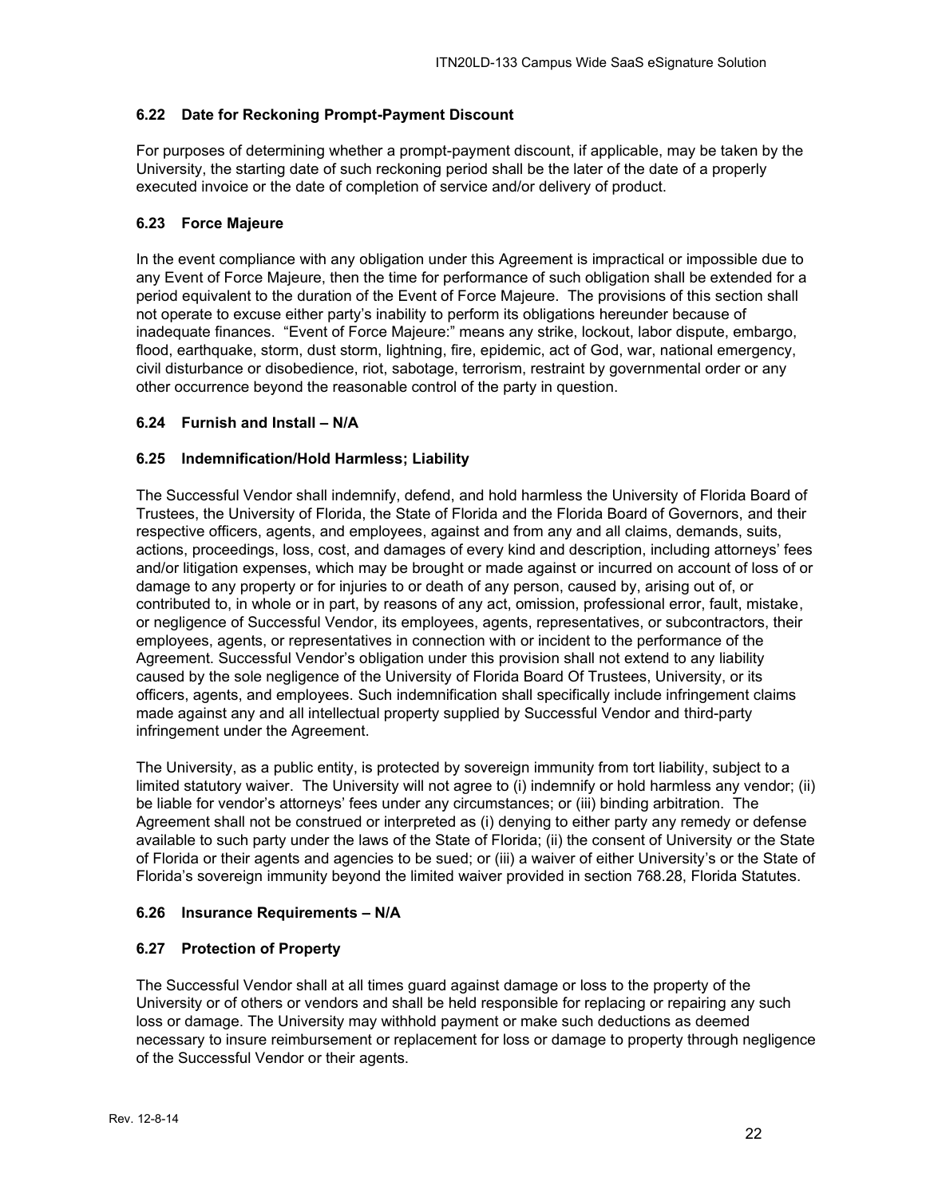### 6.22 Date for Reckoning Prompt-Payment Discount

For purposes of determining whether a prompt-payment discount, if applicable, may be taken by the University, the starting date of such reckoning period shall be the later of the date of a properly executed invoice or the date of completion of service and/or delivery of product.

### 6.23 Force Majeure

In the event compliance with any obligation under this Agreement is impractical or impossible due to any Event of Force Majeure, then the time for performance of such obligation shall be extended for a period equivalent to the duration of the Event of Force Majeure. The provisions of this section shall not operate to excuse either party's inability to perform its obligations hereunder because of inadequate finances. "Event of Force Majeure:" means any strike, lockout, labor dispute, embargo, flood, earthquake, storm, dust storm, lightning, fire, epidemic, act of God, war, national emergency, civil disturbance or disobedience, riot, sabotage, terrorism, restraint by governmental order or any other occurrence beyond the reasonable control of the party in question.

### 6.24 Furnish and Install – N/A

### 6.25 Indemnification/Hold Harmless; Liability

The Successful Vendor shall indemnify, defend, and hold harmless the University of Florida Board of Trustees, the University of Florida, the State of Florida and the Florida Board of Governors, and their respective officers, agents, and employees, against and from any and all claims, demands, suits, actions, proceedings, loss, cost, and damages of every kind and description, including attorneys' fees and/or litigation expenses, which may be brought or made against or incurred on account of loss of or damage to any property or for injuries to or death of any person, caused by, arising out of, or contributed to, in whole or in part, by reasons of any act, omission, professional error, fault, mistake, or negligence of Successful Vendor, its employees, agents, representatives, or subcontractors, their employees, agents, or representatives in connection with or incident to the performance of the Agreement. Successful Vendor's obligation under this provision shall not extend to any liability caused by the sole negligence of the University of Florida Board Of Trustees, University, or its officers, agents, and employees. Such indemnification shall specifically include infringement claims made against any and all intellectual property supplied by Successful Vendor and third-party infringement under the Agreement.

The University, as a public entity, is protected by sovereign immunity from tort liability, subject to a limited statutory waiver. The University will not agree to (i) indemnify or hold harmless any vendor; (ii) be liable for vendor's attorneys' fees under any circumstances; or (iii) binding arbitration. The Agreement shall not be construed or interpreted as (i) denying to either party any remedy or defense available to such party under the laws of the State of Florida; (ii) the consent of University or the State of Florida or their agents and agencies to be sued; or (iii) a waiver of either University's or the State of Florida's sovereign immunity beyond the limited waiver provided in section 768.28, Florida Statutes.

### 6.26 Insurance Requirements – N/A

### 6.27 Protection of Property

The Successful Vendor shall at all times guard against damage or loss to the property of the University or of others or vendors and shall be held responsible for replacing or repairing any such loss or damage. The University may withhold payment or make such deductions as deemed necessary to insure reimbursement or replacement for loss or damage to property through negligence of the Successful Vendor or their agents.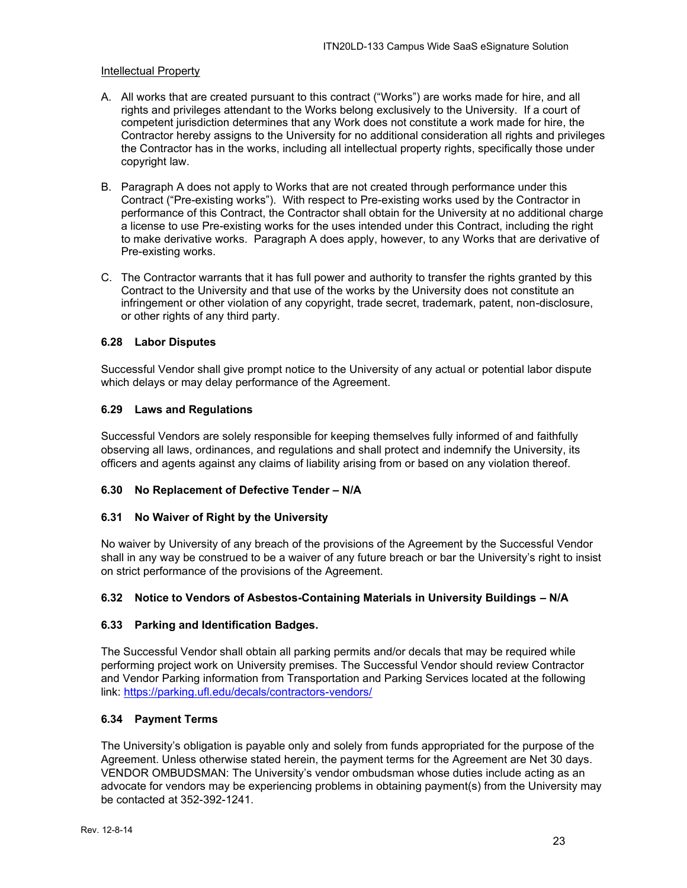Intellectual Property

A. All works that are created pursuant to this contract ("Works") are works made for hire, and all rights and privileges attendant to the Works belong exclusively to the University. If a court of competent jurisdiction determines that any Work does not constitute a work made for hire, the Contractor hereby assigns to the University for no additional consideration all rights and privileges the Contractor has in the works, including all intellectual property rights, specifically those under copyright law.

B. Paragraph A does not apply to Works that are not created through performance under this Contract ("Pre-existing works"). With respect to Pre-existing works used by the Contractor in performance of this Contract, the Contractor shall obtain for the University at no additional charge a license to use Pre-existing works for the uses intended under this Contract, including the right to make derivative works. Paragraph A does apply, however, to any Works that are derivative of Pre-existing works.

C. The Contractor warrants that it has full power and authority to transfer the rights granted by this Contract to the University and that use of the works by the University does not constitute an infringement or other violation of any copyright, trade secret, trademark, patent, non-disclosure, or other rights of any third party.

### 6.28 Labor Disputes

Successful Vendor shall give prompt notice to the University of any actual or potential labor dispute which delays or may delay performance of the Agreement.

### 6.29 Laws and Regulations

Successful Vendors are solely responsible for keeping themselves fully informed of and faithfully observing all laws, ordinances, and regulations and shall protect and indemnify the University, its officers and agents against any claims of liability arising from or based on any violation thereof.

### 6.30 No Replacement of Defective Tender – N/A

### 6.31 No Waiver of Right by the University

No waiver by University of any breach of the provisions of the Agreement by the Successful Vendor shall in any way be construed to be a waiver of any future breach or bar the University's right to insist on strict performance of the provisions of the Agreement.

### 6.32 Notice to Vendors of Asbestos-Containing Materials in University Buildings – N/A

### 6.33 Parking and Identification Badges.

The Successful Vendor shall obtain all parking permits and/or decals that may be required while performing project work on University premises. The Successful Vendor should review Contractor and Vendor Parking information from Transportation and Parking Services located at the following link: https://parking.ufl.edu/decals/contractors-vendors/

### 6.34 Payment Terms

The University's obligation is payable only and solely from funds appropriated for the purpose of the Agreement. Unless otherwise stated herein, the payment terms for the Agreement are Net 30 days. VENDOR OMBUDSMAN: The University's vendor ombudsman whose duties include acting as an advocate for vendors may be experiencing problems in obtaining payment(s) from the University may be contacted at 352-392-1241.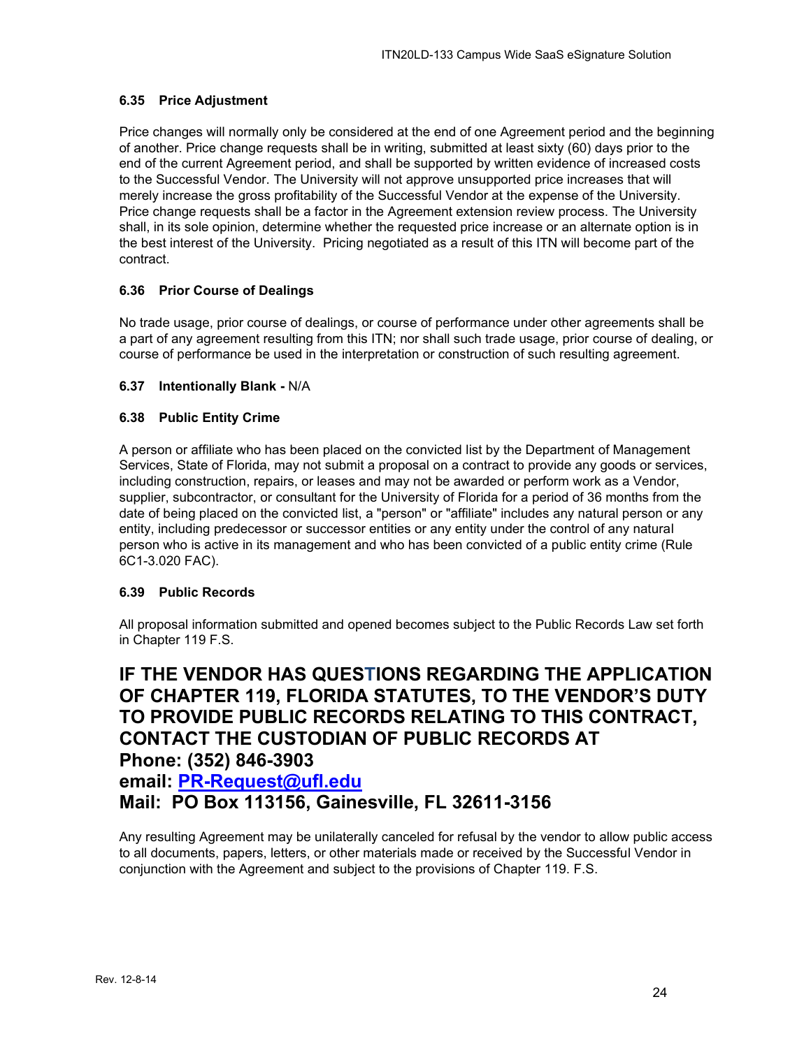### 6.35 Price Adjustment

Price changes will normally only be considered at the end of one Agreement period and the beginning of another. Price change requests shall be in writing, submitted at least sixty (60) days prior to the end of the current Agreement period, and shall be supported by written evidence of increased costs to the Successful Vendor. The University will not approve unsupported price increases that will merely increase the gross profitability of the Successful Vendor at the expense of the University. Price change requests shall be a factor in the Agreement extension review process. The University shall, in its sole opinion, determine whether the requested price increase or an alternate option is in the best interest of the University. Pricing negotiated as a result of this ITN will become part of the contract.

### 6.36 Prior Course of Dealings

No trade usage, prior course of dealings, or course of performance under other agreements shall be a part of any agreement resulting from this ITN; nor shall such trade usage, prior course of dealing, or course of performance be used in the interpretation or construction of such resulting agreement.

### 6.37 Intentionally Blank - N/A

### 6.38 Public Entity Crime

A person or affiliate who has been placed on the convicted list by the Department of Management Services, State of Florida, may not submit a proposal on a contract to provide any goods or services, including construction, repairs, or leases and may not be awarded or perform work as a Vendor, supplier, subcontractor, or consultant for the University of Florida for a period of 36 months from the date of being placed on the convicted list, a "person" or "affiliate" includes any natural person or any entity, including predecessor or successor entities or any entity under the control of any natural person who is active in its management and who has been convicted of a public entity crime (Rule 6C1-3.020 FAC).

### 6.39 Public Records

All proposal information submitted and opened becomes subject to the Public Records Law set forth in Chapter 119 F.S.

## IF THE VENDOR HAS QUESTIONS REGARDING THE APPLICATION OF CHAPTER 119, FLORIDA STATUTES, TO THE VENDOR'S DUTY TO PROVIDE PUBLIC RECORDS RELATING TO THIS CONTRACT, CONTACT THE CUSTODIAN OF PUBLIC RECORDS AT
## Phone: (352) 846-3903
## email: PR-Request@ufl.edu
## Mail: PO Box 113156, Gainesville, FL 32611-3156

Any resulting Agreement may be unilaterally canceled for refusal by the vendor to allow public access to all documents, papers, letters, or other materials made or received by the Successful Vendor in conjunction with the Agreement and subject to the provisions of Chapter 119. F.S.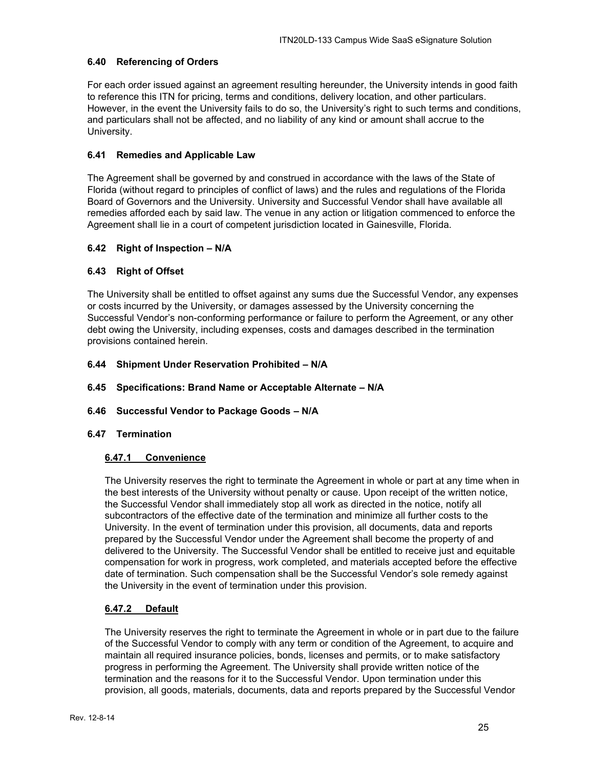### 6.40 Referencing of Orders

For each order issued against an agreement resulting hereunder, the University intends in good faith to reference this ITN for pricing, terms and conditions, delivery location, and other particulars. However, in the event the University fails to do so, the University's right to such terms and conditions, and particulars shall not be affected, and no liability of any kind or amount shall accrue to the University.

### 6.41 Remedies and Applicable Law

The Agreement shall be governed by and construed in accordance with the laws of the State of Florida (without regard to principles of conflict of laws) and the rules and regulations of the Florida Board of Governors and the University. University and Successful Vendor shall have available all remedies afforded each by said law. The venue in any action or litigation commenced to enforce the Agreement shall lie in a court of competent jurisdiction located in Gainesville, Florida.

### 6.42 Right of Inspection – N/A

### 6.43 Right of Offset

The University shall be entitled to offset against any sums due the Successful Vendor, any expenses or costs incurred by the University, or damages assessed by the University concerning the Successful Vendor's non-conforming performance or failure to perform the Agreement, or any other debt owing the University, including expenses, costs and damages described in the termination provisions contained herein.

### 6.44 Shipment Under Reservation Prohibited – N/A

### 6.45 Specifications: Brand Name or Acceptable Alternate – N/A

### 6.46 Successful Vendor to Package Goods – N/A

### 6.47 Termination

#### 6.47.1 Convenience

The University reserves the right to terminate the Agreement in whole or part at any time when in the best interests of the University without penalty or cause. Upon receipt of the written notice, the Successful Vendor shall immediately stop all work as directed in the notice, notify all subcontractors of the effective date of the termination and minimize all further costs to the University. In the event of termination under this provision, all documents, data and reports prepared by the Successful Vendor under the Agreement shall become the property of and delivered to the University. The Successful Vendor shall be entitled to receive just and equitable compensation for work in progress, work completed, and materials accepted before the effective date of termination. Such compensation shall be the Successful Vendor's sole remedy against the University in the event of termination under this provision.

#### 6.47.2 Default

The University reserves the right to terminate the Agreement in whole or in part due to the failure of the Successful Vendor to comply with any term or condition of the Agreement, to acquire and maintain all required insurance policies, bonds, licenses and permits, or to make satisfactory progress in performing the Agreement. The University shall provide written notice of the termination and the reasons for it to the Successful Vendor. Upon termination under this provision, all goods, materials, documents, data and reports prepared by the Successful Vendor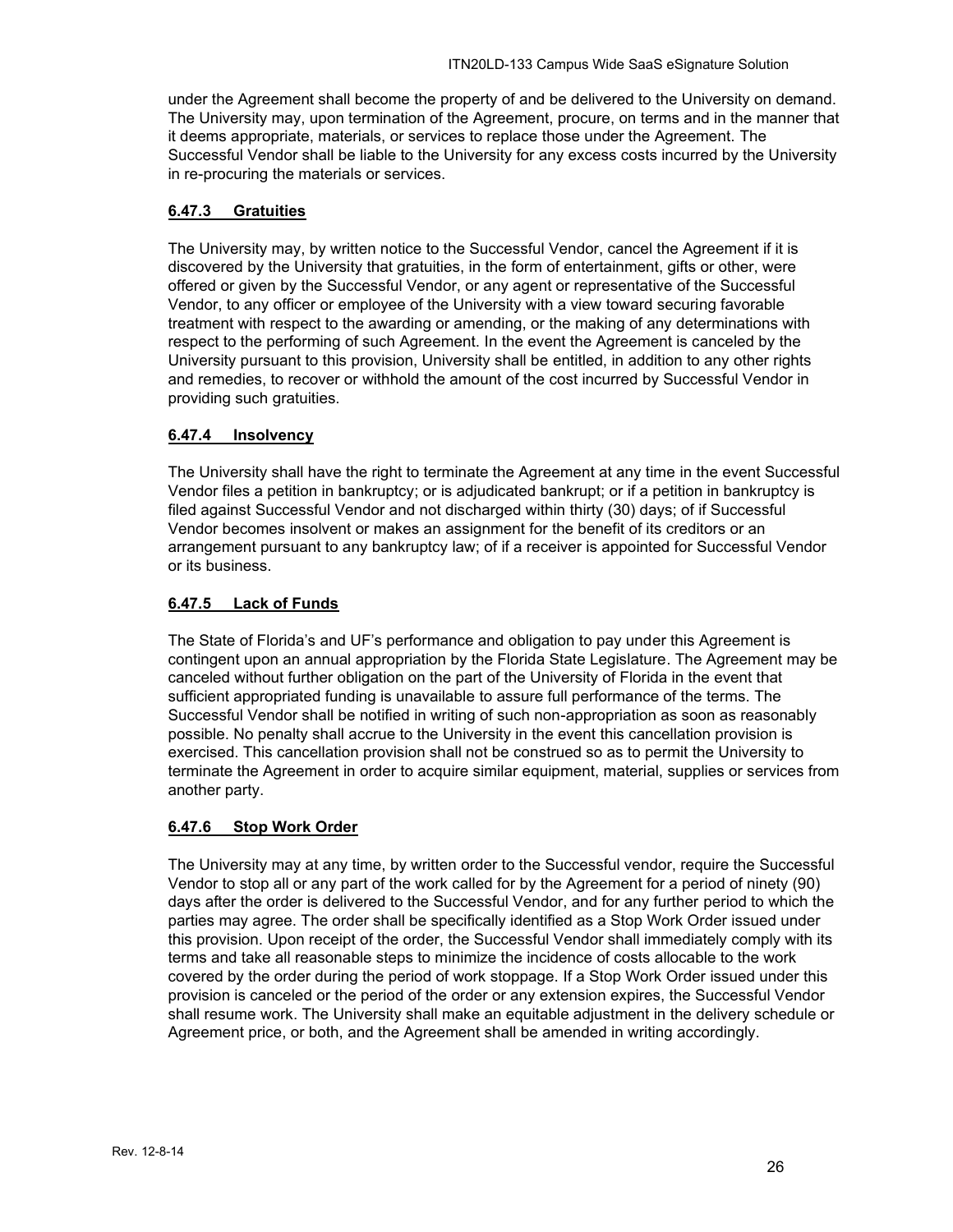under the Agreement shall become the property of and be delivered to the University on demand. The University may, upon termination of the Agreement, procure, on terms and in the manner that it deems appropriate, materials, or services to replace those under the Agreement. The Successful Vendor shall be liable to the University for any excess costs incurred by the University in re-procuring the materials or services.

#### 6.47.3 Gratuities

The University may, by written notice to the Successful Vendor, cancel the Agreement if it is discovered by the University that gratuities, in the form of entertainment, gifts or other, were offered or given by the Successful Vendor, or any agent or representative of the Successful Vendor, to any officer or employee of the University with a view toward securing favorable treatment with respect to the awarding or amending, or the making of any determinations with respect to the performing of such Agreement. In the event the Agreement is canceled by the University pursuant to this provision, University shall be entitled, in addition to any other rights and remedies, to recover or withhold the amount of the cost incurred by Successful Vendor in providing such gratuities.

#### 6.47.4 Insolvency

The University shall have the right to terminate the Agreement at any time in the event Successful Vendor files a petition in bankruptcy; or is adjudicated bankrupt; or if a petition in bankruptcy is filed against Successful Vendor and not discharged within thirty (30) days; of if Successful Vendor becomes insolvent or makes an assignment for the benefit of its creditors or an arrangement pursuant to any bankruptcy law; of if a receiver is appointed for Successful Vendor or its business.

#### 6.47.5 Lack of Funds

The State of Florida's and UF's performance and obligation to pay under this Agreement is contingent upon an annual appropriation by the Florida State Legislature. The Agreement may be canceled without further obligation on the part of the University of Florida in the event that sufficient appropriated funding is unavailable to assure full performance of the terms. The Successful Vendor shall be notified in writing of such non-appropriation as soon as reasonably possible. No penalty shall accrue to the University in the event this cancellation provision is exercised. This cancellation provision shall not be construed so as to permit the University to terminate the Agreement in order to acquire similar equipment, material, supplies or services from another party.

#### 6.47.6 Stop Work Order

The University may at any time, by written order to the Successful vendor, require the Successful Vendor to stop all or any part of the work called for by the Agreement for a period of ninety (90) days after the order is delivered to the Successful Vendor, and for any further period to which the parties may agree. The order shall be specifically identified as a Stop Work Order issued under this provision. Upon receipt of the order, the Successful Vendor shall immediately comply with its terms and take all reasonable steps to minimize the incidence of costs allocable to the work covered by the order during the period of work stoppage. If a Stop Work Order issued under this provision is canceled or the period of the order or any extension expires, the Successful Vendor shall resume work. The University shall make an equitable adjustment in the delivery schedule or Agreement price, or both, and the Agreement shall be amended in writing accordingly.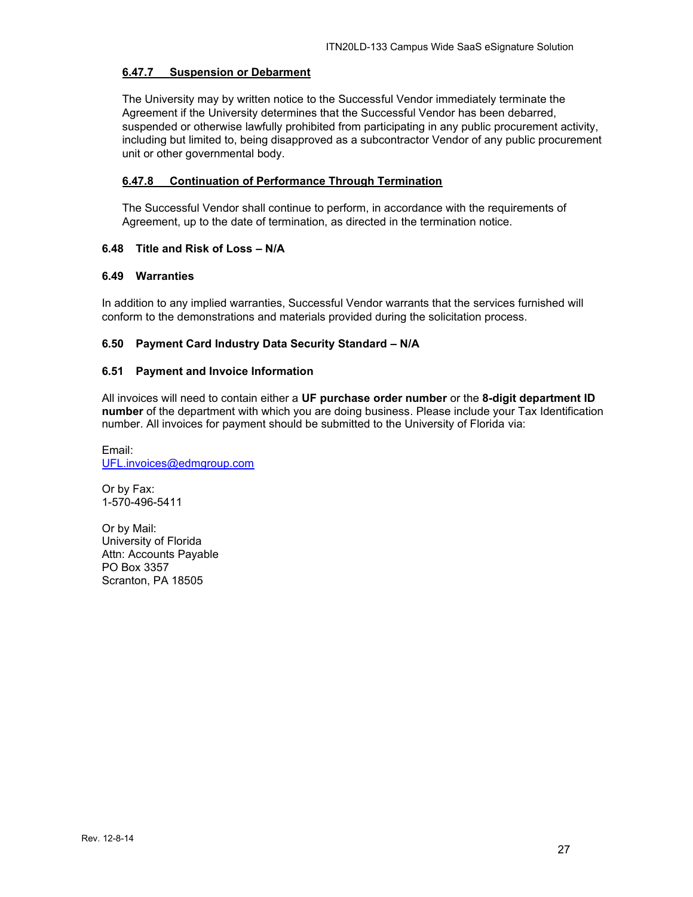#### 6.47.7 Suspension or Debarment

The University may by written notice to the Successful Vendor immediately terminate the Agreement if the University determines that the Successful Vendor has been debarred, suspended or otherwise lawfully prohibited from participating in any public procurement activity, including but limited to, being disapproved as a subcontractor Vendor of any public procurement unit or other governmental body.

#### 6.47.8 Continuation of Performance Through Termination

The Successful Vendor shall continue to perform, in accordance with the requirements of Agreement, up to the date of termination, as directed in the termination notice.

### 6.48 Title and Risk of Loss – N/A

### 6.49 Warranties

In addition to any implied warranties, Successful Vendor warrants that the services furnished will conform to the demonstrations and materials provided during the solicitation process.

### 6.50 Payment Card Industry Data Security Standard – N/A

### 6.51 Payment and Invoice Information

All invoices will need to contain either a **UF purchase order number** or the **8-digit department ID number** of the department with which you are doing business. Please include your Tax Identification number. All invoices for payment should be submitted to the University of Florida via:

Email:
UFL.invoices@edmgroup.com

Or by Fax:
1-570-496-5411

Or by Mail:
University of Florida
Attn: Accounts Payable
PO Box 3357
Scranton, PA 18505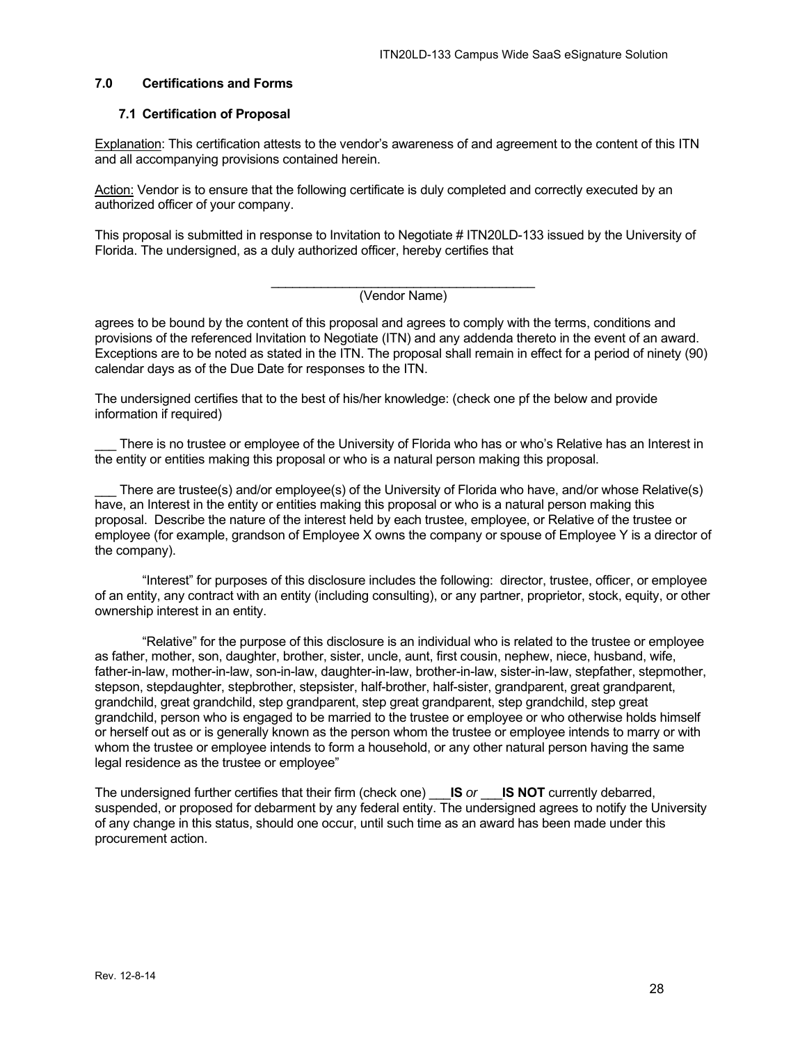## 7.0 Certifications and Forms

### 7.1 Certification of Proposal

<u>Explanation</u>: This certification attests to the vendor's awareness of and agreement to the content of this ITN and all accompanying provisions contained herein.

<u>Action:</u> Vendor is to ensure that the following certificate is duly completed and correctly executed by an authorized officer of your company.

This proposal is submitted in response to Invitation to Negotiate # ITN20LD-133 issued by the University of Florida. The undersigned, as a duly authorized officer, hereby certifies that

\_\_\_\_\_\_\_\_\_\_\_\_\_\_\_\_\_\_\_\_\_\_\_\_\_\_\_\_\_\_\_\_\_\_\_\_\_\_\_\_
(Vendor Name)

agrees to be bound by the content of this proposal and agrees to comply with the terms, conditions and provisions of the referenced Invitation to Negotiate (ITN) and any addenda thereto in the event of an award. Exceptions are to be noted as stated in the ITN. The proposal shall remain in effect for a period of ninety (90) calendar days as of the Due Date for responses to the ITN.

The undersigned certifies that to the best of his/her knowledge: (check one pf the below and provide information if required)

\_\_\_ There is no trustee or employee of the University of Florida who has or who's Relative has an Interest in the entity or entities making this proposal or who is a natural person making this proposal.

\_\_\_ There are trustee(s) and/or employee(s) of the University of Florida who have, and/or whose Relative(s) have, an Interest in the entity or entities making this proposal or who is a natural person making this proposal. Describe the nature of the interest held by each trustee, employee, or Relative of the trustee or employee (for example, grandson of Employee X owns the company or spouse of Employee Y is a director of the company).

"Interest" for purposes of this disclosure includes the following: director, trustee, officer, or employee of an entity, any contract with an entity (including consulting), or any partner, proprietor, stock, equity, or other ownership interest in an entity.

"Relative" for the purpose of this disclosure is an individual who is related to the trustee or employee as father, mother, son, daughter, brother, sister, uncle, aunt, first cousin, nephew, niece, husband, wife, father-in-law, mother-in-law, son-in-law, daughter-in-law, brother-in-law, sister-in-law, stepfather, stepmother, stepson, stepdaughter, stepbrother, stepsister, half-brother, half-sister, grandparent, great grandparent, grandchild, great grandchild, step grandparent, step great grandparent, step grandchild, step great grandchild, person who is engaged to be married to the trustee or employee or who otherwise holds himself or herself out as or is generally known as the person whom the trustee or employee intends to marry or with whom the trustee or employee intends to form a household, or any other natural person having the same legal residence as the trustee or employee"

The undersigned further certifies that their firm (check one) \_\_\_**IS** *or* \_\_\_**IS NOT** currently debarred, suspended, or proposed for debarment by any federal entity. The undersigned agrees to notify the University of any change in this status, should one occur, until such time as an award has been made under this procurement action.

Rev. 12-8-14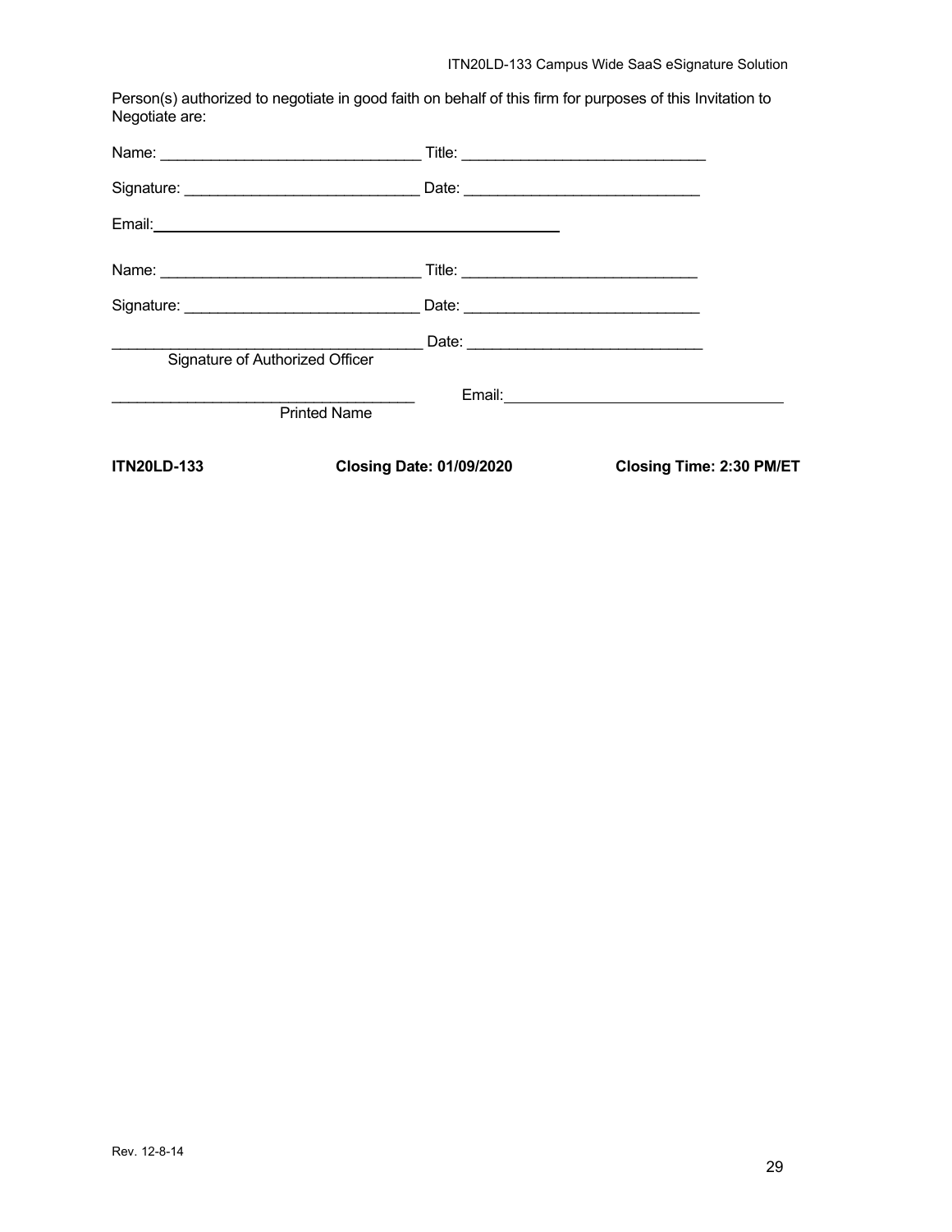Person(s) authorized to negotiate in good faith on behalf of this firm for purposes of this Invitation to Negotiate are:

Name: ______________________________ Title: ____________________________

Signature: ___________________________ Date: ____________________________

Email: ______________________________________________

Name: ______________________________ Title: ___________________________

Signature: ___________________________ Date: ____________________________

____________________________________ Date: ____________________________
Signature of Authorized Officer

____________________________________ Email: _________________________________
Printed Name

**ITN20LD-133** **Closing Date: 01/09/2020** **Closing Time: 2:30 PM/ET**

Rev. 12-8-14